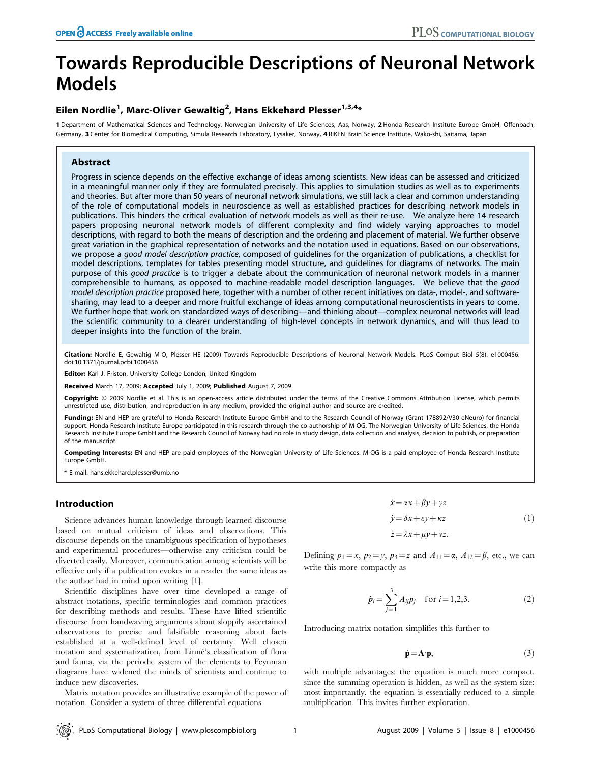# Towards Reproducible Descriptions of Neuronal Network Models

**Eilen Nordlie[1], Marc-Oliver Gewaltig[2], Hans Ekkehard Plesser[1,3,4]***

1 Department of Mathematical Sciences and Technology, Norwegian University of Life Sciences, Aas, Norway, 2 Honda Research Institute Europe GmbH, Offenbach, Germany, 3 Center for Biomedical Computing, Simula Research Laboratory, Lysaker, Norway, 4 RIKEN Brain Science Institute, Wako-shi, Saitama, Japan

## Abstract

Progress in science depends on the effective exchange of ideas among scientists. New ideas can be assessed and criticized in a meaningful manner only if they are formulated precisely. This applies to simulation studies as well as to experiments and theories. But after more than 50 years of neuronal network simulations, we still lack a clear and common understanding of the role of computational models in neuroscience as well as established practices for describing network models in publications. This hinders the critical evaluation of network models as well as their re-use. We analyze here 14 research papers proposing neuronal network models of different complexity and find widely varying approaches to model descriptions, with regard to both the means of description and the ordering and placement of material. We further observe great variation in the graphical representation of networks and the notation used in equations. Based on our observations, we propose a *good model description practice*, composed of guidelines for the organization of publications, a checklist for model descriptions, templates for tables presenting model structure, and guidelines for diagrams of networks. The main purpose of this *good practice* is to trigger a debate about the communication of neuronal network models in a manner comprehensible to humans, as opposed to machine-readable model description languages. We believe that the *good model description practice* proposed here, together with a number of other recent initiatives on data-, model-, and software-sharing, may lead to a deeper and more fruitful exchange of ideas among computational neuroscientists in years to come. We further hope that work on standardized ways of describing—and thinking about—complex neuronal networks will lead the scientific community to a clearer understanding of high-level concepts in network dynamics, and will thus lead to deeper insights into the function of the brain.

**Citation:** Nordlie E, Gewaltig M-O, Plesser HE (2009) Towards Reproducible Descriptions of Neuronal Network Models. PLoS Comput Biol 5(8): e1000456. doi:10.1371/journal.pcbi.1000456

**Editor:** Karl J. Friston, University College London, United Kingdom

**Received** March 17, 2009; **Accepted** July 1, 2009; **Published** August 7, 2009

**Copyright:** © 2009 Nordlie et al. This is an open-access article distributed under the terms of the Creative Commons Attribution License, which permits unrestricted use, distribution, and reproduction in any medium, provided the original author and source are credited.

**Funding:** EN and HEP are grateful to Honda Research Institute Europe GmbH and to the Research Council of Norway (Grant 178892/V30 eNeuro) for financial support. Honda Research Institute Europe participated in this research through the co-authorship of M-OG. The Norwegian University of Life Sciences, the Honda Research Institute Europe GmbH and the Research Council of Norway had no role in study design, data collection and analysis, decision to publish, or preparation of the manuscript.

**Competing Interests:** EN and HEP are paid employees of the Norwegian University of Life Sciences. M-OG is a paid employee of Honda Research Institute Europe GmbH.

* E-mail: hans.ekkehard.plesser@umb.no

## Introduction

Science advances human knowledge through learned discourse based on mutual criticism of ideas and observations. This discourse depends on the unambiguous specification of hypotheses and experimental procedures—otherwise any criticism could be diverted easily. Moreover, communication among scientists will be effective only if a publication evokes in a reader the same ideas as the author had in mind upon writing [1].

Scientific disciplines have over time developed a range of abstract notations, specific terminologies and common practices for describing methods and results. These have lifted scientific discourse from handwaving arguments about sloppily ascertained observations to precise and falsifiable reasoning about facts established at a well-defined level of certainty. Well chosen notation and systematization, from Linné's classification of flora and fauna, via the periodic system of the elements to Feynman diagrams have widened the minds of scientists and continue to induce new discoveries.

Matrix notation provides an illustrative example of the power of notation. Consider a system of three differential equations

$$
\begin{aligned}
\dot{x} &= \alpha x + \beta y + \gamma z \\
\dot{y} &= \delta x + \varepsilon y + \kappa z \\
\dot{z} &= \lambda x + \mu y + \nu z.
\end{aligned}
\tag{1}
$$

Defining $p_1 = x$, $p_2 = y$, $p_3 = z$ and $A_{11} = \alpha$, $A_{12} = \beta$, etc., we can write this more compactly as

$$
\dot{p}_i = \sum_{j=1}^{3} A_{ij} p_j \quad \text{for } i = 1,2,3. \tag{2}
$$

Introducing matrix notation simplifies this further to

$$
\dot{\mathbf{p}} = \mathbf{A} \cdot \mathbf{p}, \tag{3}
$$

with multiple advantages: the equation is much more compact, since the summing operation is hidden, as well as the system size; most importantly, the equation is essentially reduced to a simple multiplication. This invites further exploration.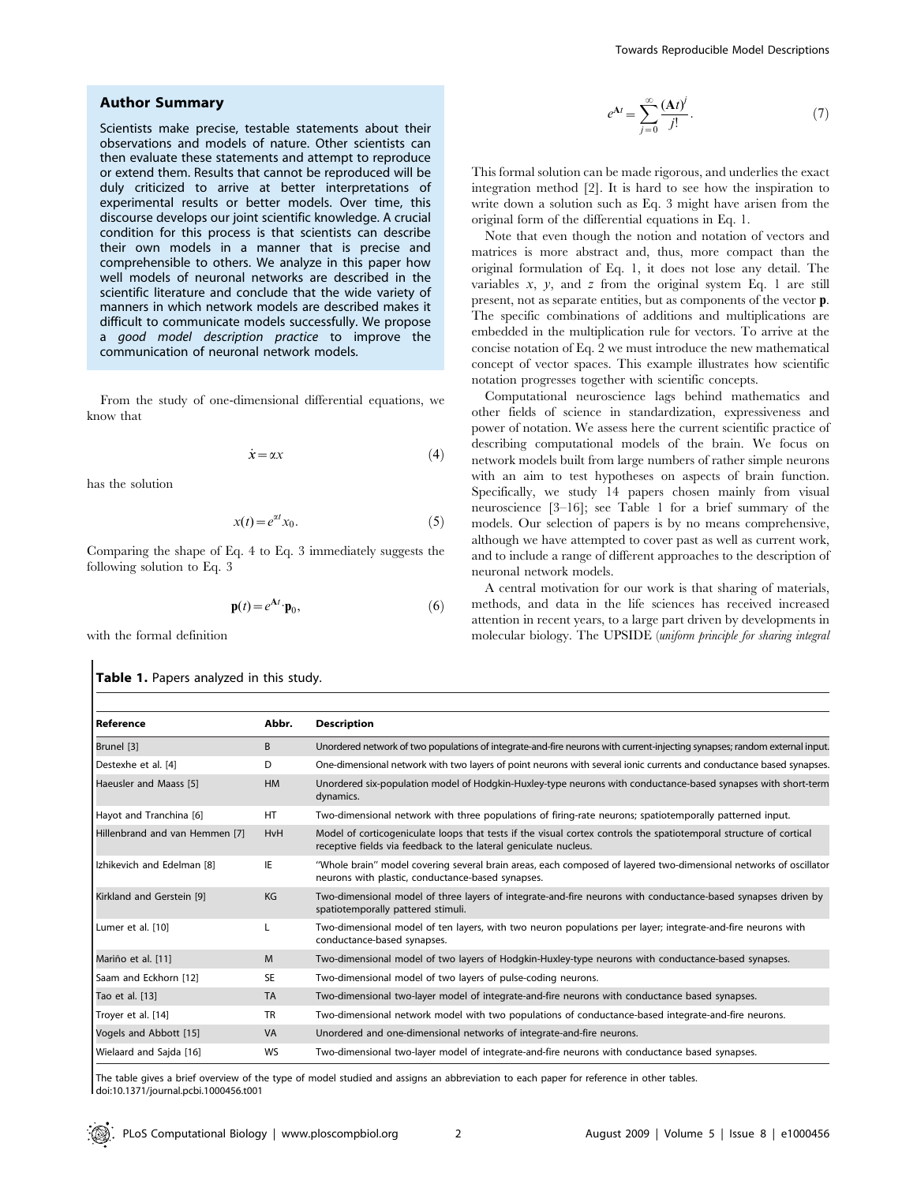## Author Summary

Scientists make precise, testable statements about their observations and models of nature. Other scientists can then evaluate these statements and attempt to reproduce or extend them. Results that cannot be reproduced will be duly criticized to arrive at better interpretations of experimental results or better models. Over time, this discourse develops our joint scientific knowledge. A crucial condition for this process is that scientists can describe their own models in a manner that is precise and comprehensible to others. We analyze in this paper how well models of neuronal networks are described in the scientific literature and conclude that the wide variety of manners in which network models are described makes it difficult to communicate models successfully. We propose a *good model description practice* to improve the communication of neuronal network models.

From the study of one-dimensional differential equations, we know that

$$\dot{x} = \alpha x \tag{4}$$

has the solution

$$x(t) = e^{\alpha t} x_0. \tag{5}$$

Comparing the shape of Eq. 4 to Eq. 3 immediately suggests the following solution to Eq. 3

$$\mathbf{p}(t) = e^{\mathbf{A}t} \cdot \mathbf{p}_0, \tag{6}$$

with the formal definition

$$e^{\mathbf{A}t} = \sum_{j=0}^{\infty} \frac{(\mathbf{A}t)^j}{j!}. \tag{7}$$

This formal solution can be made rigorous, and underlies the exact integration method [2]. It is hard to see how the inspiration to write down a solution such as Eq. 3 might have arisen from the original form of the differential equations in Eq. 1.

Note that even though the notion and notation of vectors and matrices is more abstract and, thus, more compact than the original formulation of Eq. 1, it does not lose any detail. The variables $x$, $y$, and $z$ from the original system Eq. 1 are still present, not as separate entities, but as components of the vector $\mathbf{p}$. The specific combinations of additions and multiplications are embedded in the multiplication rule for vectors. To arrive at the concise notation of Eq. 2 we must introduce the new mathematical concept of vector spaces. This example illustrates how scientific notation progresses together with scientific concepts.

Computational neuroscience lags behind mathematics and other fields of science in standardization, expressiveness and power of notation. We assess here the current scientific practice of describing computational models of the brain. We focus on network models built from large numbers of rather simple neurons with an aim to test hypotheses on aspects of brain function. Specifically, we study 14 papers chosen mainly from visual neuroscience [3–16]; see Table 1 for a brief summary of the models. Our selection of papers is by no means comprehensive, although we have attempted to cover past as well as current work, and to include a range of different approaches to the description of neuronal network models.

A central motivation for our work is that sharing of materials, methods, and data in the life sciences has received increased attention in recent years, to a large part driven by developments in molecular biology. The UPSIDE (*uniform principle for sharing integral*

**Table 1.** Papers analyzed in this study.

| Reference | Abbr. | Description |
|---|---|---|
| Brunel [3] | B | Unordered network of two populations of integrate-and-fire neurons with current-injecting synapses; random external input. |
| Destexhe et al. [4] | D | One-dimensional network with two layers of point neurons with several ionic currents and conductance based synapses. |
| Haeusler and Maass [5] | HM | Unordered six-population model of Hodgkin-Huxley-type neurons with conductance-based synapses with short-term dynamics. |
| Hayot and Tranchina [6] | HT | Two-dimensional network with three populations of firing-rate neurons; spatiotemporally patterned input. |
| Hillenbrand and van Hemmen [7] | HvH | Model of corticogeniculate loops that tests if the visual cortex controls the spatiotemporal structure of cortical receptive fields via feedback to the lateral geniculate nucleus. |
| Izhikevich and Edelman [8] | IE | "Whole brain" model covering several brain areas, each composed of layered two-dimensional networks of oscillator neurons with plastic, conductance-based synapses. |
| Kirkland and Gerstein [9] | KG | Two-dimensional model of three layers of integrate-and-fire neurons with conductance-based synapses driven by spatiotemporally pattered stimuli. |
| Lumer et al. [10] | L | Two-dimensional model of ten layers, with two neuron populations per layer; integrate-and-fire neurons with conductance-based synapses. |
| Mariño et al. [11] | M | Two-dimensional model of two layers of Hodgkin-Huxley-type neurons with conductance-based synapses. |
| Saam and Eckhorn [12] | SE | Two-dimensional model of two layers of pulse-coding neurons. |
| Tao et al. [13] | TA | Two-dimensional two-layer model of integrate-and-fire neurons with conductance based synapses. |
| Troyer et al. [14] | TR | Two-dimensional network model with two populations of conductance-based integrate-and-fire neurons. |
| Vogels and Abbott [15] | VA | Unordered and one-dimensional networks of integrate-and-fire neurons. |
| Wielaard and Sajda [16] | WS | Two-dimensional two-layer model of integrate-and-fire neurons with conductance based synapses. |

The table gives a brief overview of the type of model studied and assigns an abbreviation to each paper for reference in other tables.
doi:10.1371/journal.pcbi.1000456.t001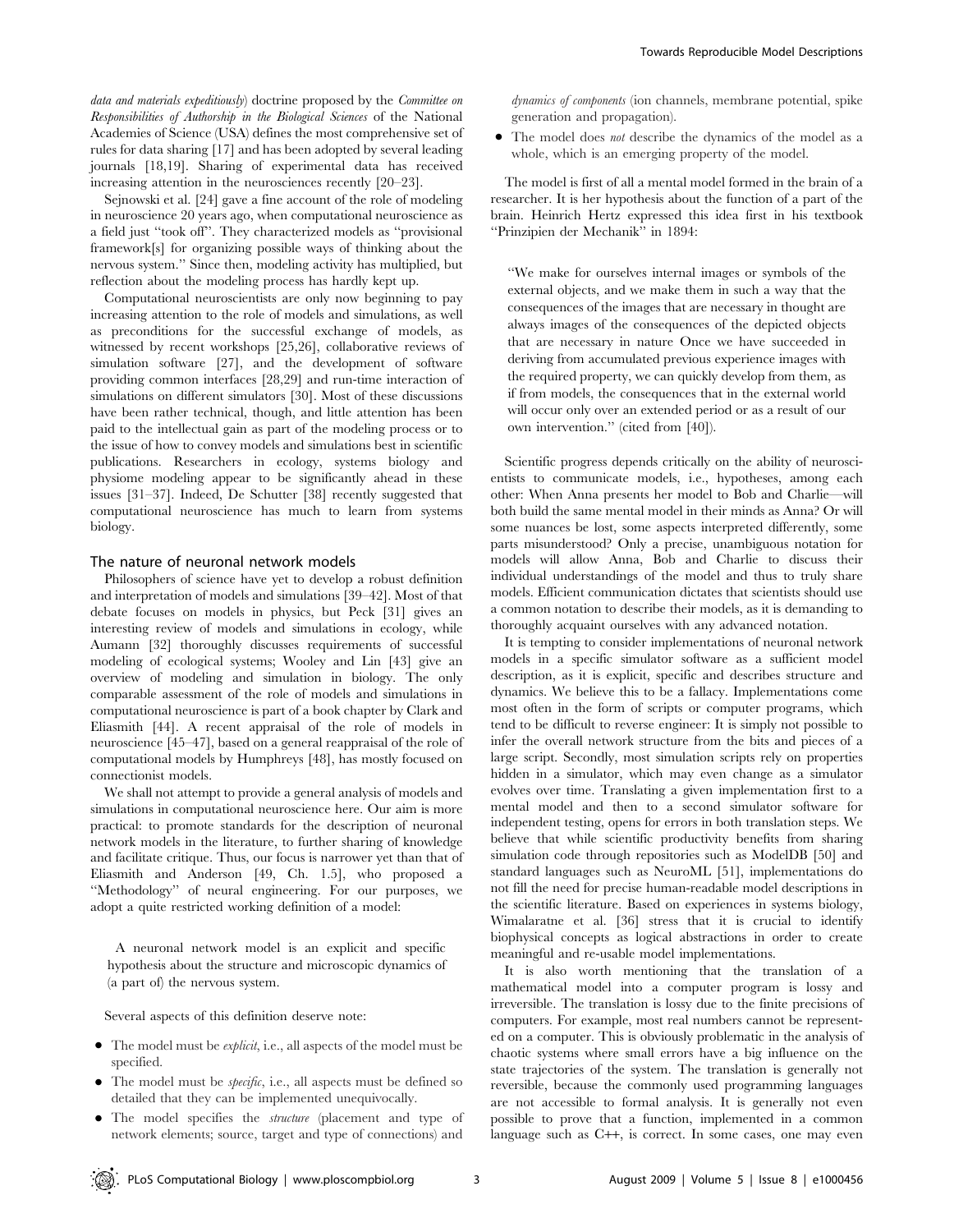*data and materials expeditiously*) doctrine proposed by the *Committee on Responsibilities of Authorship in the Biological Sciences* of the National Academies of Science (USA) defines the most comprehensive set of rules for data sharing [17] and has been adopted by several leading journals [18,19]. Sharing of experimental data has received increasing attention in the neurosciences recently [20–23].

Sejnowski et al. [24] gave a fine account of the role of modeling in neuroscience 20 years ago, when computational neuroscience as a field just ''took off''. They characterized models as ''provisional framework[s] for organizing possible ways of thinking about the nervous system.'' Since then, modeling activity has multiplied, but reflection about the modeling process has hardly kept up.

Computational neuroscientists are only now beginning to pay increasing attention to the role of models and simulations, as well as preconditions for the successful exchange of models, as witnessed by recent workshops [25,26], collaborative reviews of simulation software [27], and the development of software providing common interfaces [28,29] and run-time interaction of simulations on different simulators [30]. Most of these discussions have been rather technical, though, and little attention has been paid to the intellectual gain as part of the modeling process or to the issue of how to convey models and simulations best in scientific publications. Researchers in ecology, systems biology and physiome modeling appear to be significantly ahead in these issues [31–37]. Indeed, De Schutter [38] recently suggested that computational neuroscience has much to learn from systems biology.

## The nature of neuronal network models

Philosophers of science have yet to develop a robust definition and interpretation of models and simulations [39–42]. Most of that debate focuses on models in physics, but Peck [31] gives an interesting review of models and simulations in ecology, while Aumann [32] thoroughly discusses requirements of successful modeling of ecological systems; Wooley and Lin [43] give an overview of modeling and simulation in biology. The only comparable assessment of the role of models and simulations in computational neuroscience is part of a book chapter by Clark and Eliasmith [44]. A recent appraisal of the role of models in neuroscience [45–47], based on a general reappraisal of the role of computational models by Humphreys [48], has mostly focused on connectionist models.

We shall not attempt to provide a general analysis of models and simulations in computational neuroscience here. Our aim is more practical: to promote standards for the description of neuronal network models in the literature, to further sharing of knowledge and facilitate critique. Thus, our focus is narrower yet than that of Eliasmith and Anderson [49, Ch. 1.5], who proposed a ''Methodology'' of neural engineering. For our purposes, we adopt a quite restricted working definition of a model:

> A neuronal network model is an explicit and specific hypothesis about the structure and microscopic dynamics of (a part of) the nervous system.

Several aspects of this definition deserve note:

- The model must be *explicit*, i.e., all aspects of the model must be specified.
- The model must be *specific*, i.e., all aspects must be defined so detailed that they can be implemented unequivocally.
- The model specifies the *structure* (placement and type of network elements; source, target and type of connections) and *dynamics of components* (ion channels, membrane potential, spike generation and propagation).
- The model does *not* describe the dynamics of the model as a whole, which is an emerging property of the model.

The model is first of all a mental model formed in the brain of a researcher. It is her hypothesis about the function of a part of the brain. Heinrich Hertz expressed this idea first in his textbook ''Prinzipien der Mechanik'' in 1894:

> ''We make for ourselves internal images or symbols of the external objects, and we make them in such a way that the consequences of the images that are necessary in thought are always images of the consequences of the depicted objects that are necessary in nature Once we have succeeded in deriving from accumulated previous experience images with the required property, we can quickly develop from them, as if from models, the consequences that in the external world will occur only over an extended period or as a result of our own intervention.'' (cited from [40]).

Scientific progress depends critically on the ability of neuroscientists to communicate models, i.e., hypotheses, among each other: When Anna presents her model to Bob and Charlie—will both build the same mental model in their minds as Anna? Or will some nuances be lost, some aspects interpreted differently, some parts misunderstood? Only a precise, unambiguous notation for models will allow Anna, Bob and Charlie to discuss their individual understandings of the model and thus to truly share models. Efficient communication dictates that scientists should use a common notation to describe their models, as it is demanding to thoroughly acquaint ourselves with any advanced notation.

It is tempting to consider implementations of neuronal network models in a specific simulator software as a sufficient model description, as it is explicit, specific and describes structure and dynamics. We believe this to be a fallacy. Implementations come most often in the form of scripts or computer programs, which tend to be difficult to reverse engineer: It is simply not possible to infer the overall network structure from the bits and pieces of a large script. Secondly, most simulation scripts rely on properties hidden in a simulator, which may even change as a simulator evolves over time. Translating a given implementation first to a mental model and then to a second simulator software for independent testing, opens for errors in both translation steps. We believe that while scientific productivity benefits from sharing simulation code through repositories such as ModelDB [50] and standard languages such as NeuroML [51], implementations do not fill the need for precise human-readable model descriptions in the scientific literature. Based on experiences in systems biology, Wimalaratne et al. [36] stress that it is crucial to identify biophysical concepts as logical abstractions in order to create meaningful and re-usable model implementations.

It is also worth mentioning that the translation of a mathematical model into a computer program is lossy and irreversible. The translation is lossy due to the finite precisions of computers. For example, most real numbers cannot be represented on a computer. This is obviously problematic in the analysis of chaotic systems where small errors have a big influence on the state trajectories of the system. The translation is generally not reversible, because the commonly used programming languages are not accessible to formal analysis. It is generally not even possible to prove that a function, implemented in a common language such as C++, is correct. In some cases, one may even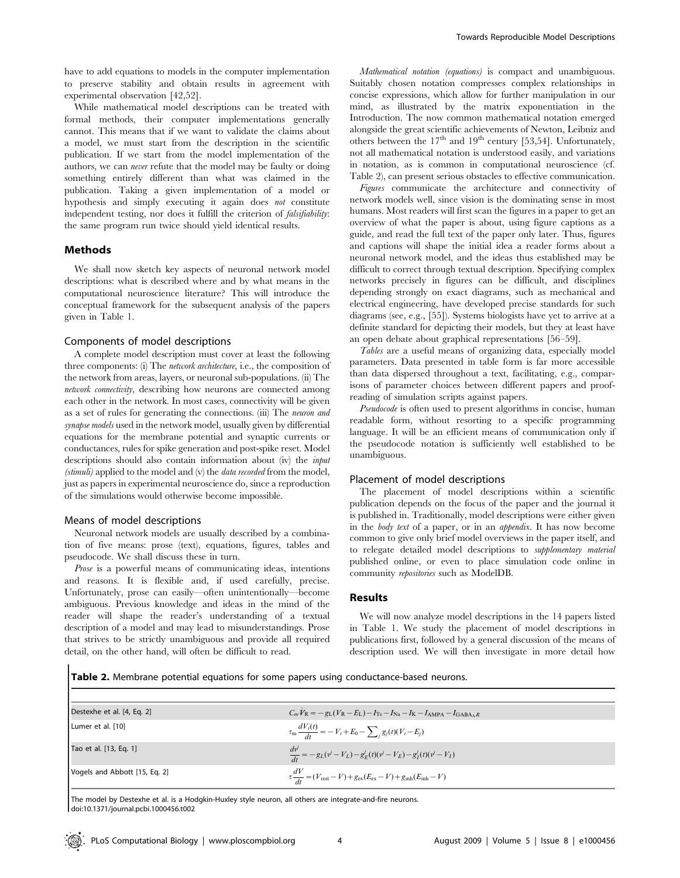have to add equations to models in the computer implementation to preserve stability and obtain results in agreement with experimental observation [42,52].

While mathematical model descriptions can be treated with formal methods, their computer implementations generally cannot. This means that if we want to validate the claims about a model, we must start from the description in the scientific publication. If we start from the model implementation of the authors, we can *never* refute that the model may be faulty or doing something entirely different than what was claimed in the publication. Taking a given implementation of a model or hypothesis and simply executing it again does *not* constitute independent testing, nor does it fulfill the criterion of *falsifiability*: the same program run twice should yield identical results.

## Methods

We shall now sketch key aspects of neuronal network model descriptions: what is described where and by what means in the computational neuroscience literature? This will introduce the conceptual framework for the subsequent analysis of the papers given in Table 1.

### Components of model descriptions

A complete model description must cover at least the following three components: (i) The *network architecture*, i.e., the composition of the network from areas, layers, or neuronal sub-populations. (ii) The *network connectivity*, describing how neurons are connected among each other in the network. In most cases, connectivity will be given as a set of rules for generating the connections. (iii) The *neuron and synapse models* used in the network model, usually given by differential equations for the membrane potential and synaptic currents or conductances, rules for spike generation and post-spike reset. Model descriptions should also contain information about (iv) the *input (stimuli)* applied to the model and (v) the *data recorded* from the model, just as papers in experimental neuroscience do, since a reproduction of the simulations would otherwise become impossible.

### Means of model descriptions

Neuronal network models are usually described by a combination of five means: prose (text), equations, figures, tables and pseudocode. We shall discuss these in turn.

*Prose* is a powerful means of communicating ideas, intentions and reasons. It is flexible and, if used carefully, precise. Unfortunately, prose can easily—often unintentionally—become ambiguous. Previous knowledge and ideas in the mind of the reader will shape the reader's understanding of a textual description of a model and may lead to misunderstandings. Prose that strives to be strictly unambiguous and provide all required detail, on the other hand, will often be difficult to read.

*Mathematical notation (equations)* is compact and unambiguous. Suitably chosen notation compresses complex relationships in concise expressions, which allow for further manipulation in our mind, as illustrated by the matrix exponentiation in the Introduction. The now common mathematical notation emerged alongside the great scientific achievements of Newton, Leibniz and others between the 17th and 19th century [53,54]. Unfortunately, not all mathematical notation is understood easily, and variations in notation, as is common in computational neuroscience (cf. Table 2), can present serious obstacles to effective communication.

*Figures* communicate the architecture and connectivity of network models well, since vision is the dominating sense in most humans. Most readers will first scan the figures in a paper to get an overview of what the paper is about, using figure captions as a guide, and read the full text of the paper only later. Thus, figures and captions will shape the initial idea a reader forms about a neuronal network model, and the ideas thus established may be difficult to correct through textual description. Specifying complex networks precisely in figures can be difficult, and disciplines depending strongly on exact diagrams, such as mechanical and electrical engineering, have developed precise standards for such diagrams (see, e.g., [55]). Systems biologists have yet to arrive at a definite standard for depicting their models, but they at least have an open debate about graphical representations [56–59].

*Tables* are a useful means of organizing data, especially model parameters. Data presented in table form is far more accessible than data dispersed throughout a text, facilitating, e.g., comparisons of parameter choices between different papers and proofreading of simulation scripts against papers.

*Pseudocode* is often used to present algorithms in concise, human readable form, without resorting to a specific programming language. It will be an efficient means of communication only if the pseudocode notation is sufficiently well established to be unambiguous.

### Placement of model descriptions

The placement of model descriptions within a scientific publication depends on the focus of the paper and the journal it is published in. Traditionally, model descriptions were either given in the *body text* of a paper, or in an *appendix*. It has now become common to give only brief model overviews in the paper itself, and to relegate detailed model descriptions to *supplementary material* published online, or even to place simulation code online in community *repositories* such as ModelDB.

## Results

We will now analyze model descriptions in the 14 papers listed in Table 1. We study the placement of model descriptions in publications first, followed by a general discussion of the means of description used. We will then investigate in more detail how

**Table 2.** Membrane potential equations for some papers using conductance-based neurons.

| | |
|---|---|
| Destexhe et al. [4, Eq. 2] | $C_m \dot{V}_R = -g_L(V_R - E_L) - I_{Ts} - I_{Na} - I_K - I_{AMPA} - I_{GABA_A R}$ |
| Lumer et al. [10] | $\tau_m \frac{dV_i(t)}{dt} = -V_i + E_0 - \sum_j g_j(t)(V_i - E_j)$ |
| Tao et al. [13, Eq. 1] | $\frac{dv^j}{dt} = -g_L(v^j - V_L) - g_E^j(t)(v^j - V_E) - g_I^j(t)(v^j - V_I)$ |
| Vogels and Abbott [15, Eq. 2] | $\tau \frac{dV}{dt} = (V_{rest} - V) + g_{ex}(E_{ex} - V) + g_{inh}(E_{inh} - V)$ |

The model by Destexhe et al. is a Hodgkin-Huxley style neuron, all others are integrate-and-fire neurons.
doi:10.1371/journal.pcbi.1000456.t002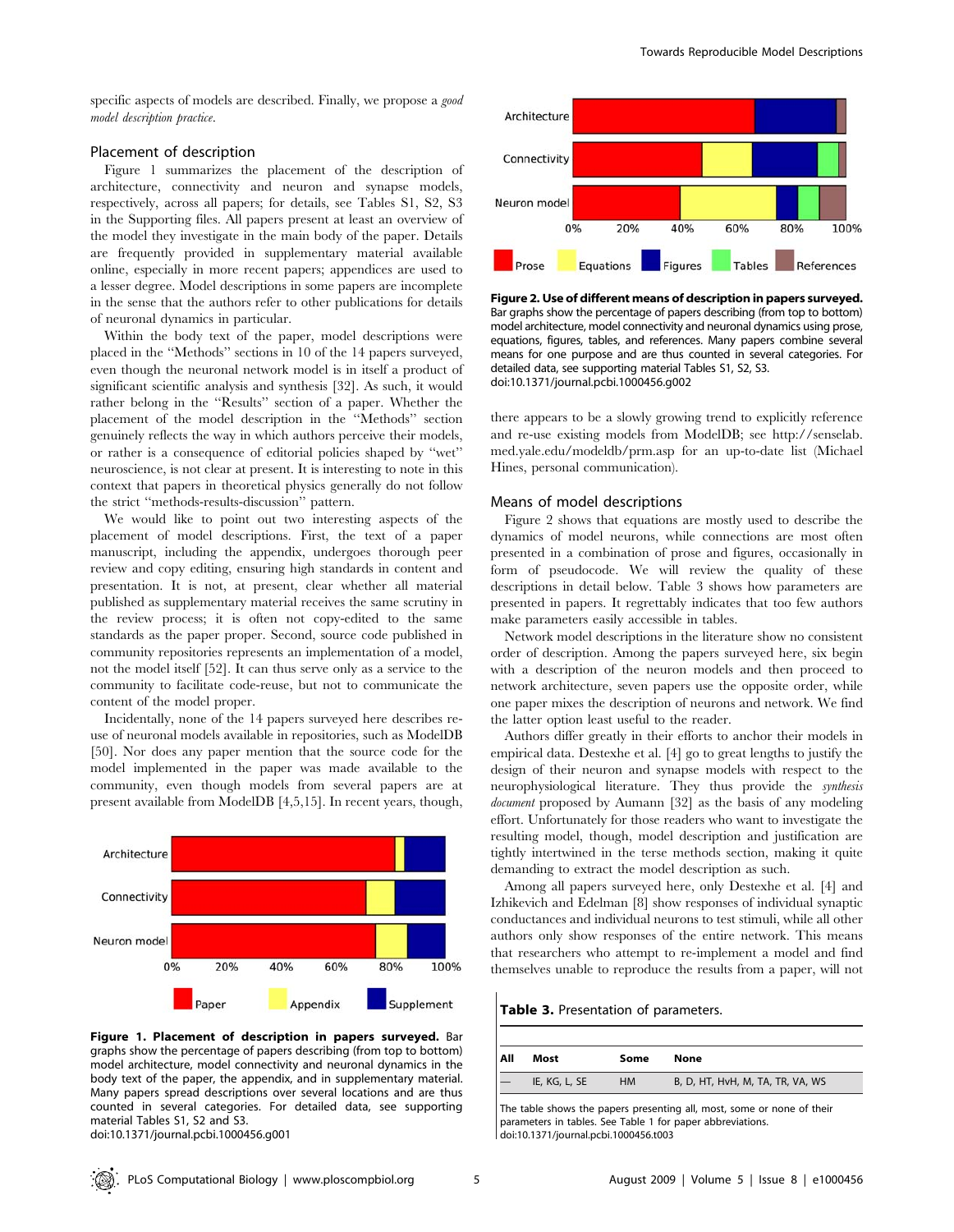specific aspects of models are described. Finally, we propose a *good model description practice*.

### Placement of description

Figure 1 summarizes the placement of the description of architecture, connectivity and neuron and synapse models, respectively, across all papers; for details, see Tables S1, S2, S3 in the Supporting files. All papers present at least an overview of the model they investigate in the main body of the paper. Details are frequently provided in supplementary material available online, especially in more recent papers; appendices are used to a lesser degree. Model descriptions in some papers are incomplete in the sense that the authors refer to other publications for details of neuronal dynamics in particular.

Within the body text of the paper, model descriptions were placed in the "Methods" sections in 10 of the 14 papers surveyed, even though the neuronal network model is in itself a product of significant scientific analysis and synthesis [32]. As such, it would rather belong in the "Results" section of a paper. Whether the placement of the model description in the "Methods" section genuinely reflects the way in which authors perceive their models, or rather is a consequence of editorial policies shaped by "wet" neuroscience, is not clear at present. It is interesting to note in this context that papers in theoretical physics generally do not follow the strict "methods-results-discussion" pattern.

We would like to point out two interesting aspects of the placement of model descriptions. First, the text of a paper manuscript, including the appendix, undergoes thorough peer review and copy editing, ensuring high standards in content and presentation. It is not, at present, clear whether all material published as supplementary material receives the same scrutiny in the review process; it is often not copy-edited to the same standards as the paper proper. Second, source code published in community repositories represents an implementation of a model, not the model itself [52]. It can thus serve only as a service to the community to facilitate code-reuse, but not to communicate the content of the model proper.

Incidentally, none of the 14 papers surveyed here describes re-use of neuronal models available in repositories, such as ModelDB [50]. Nor does any paper mention that the source code for the model implemented in the paper was made available to the community, even though models from several papers are at present available from ModelDB [4,5,15]. In recent years, though, there appears to be a slowly growing trend to explicitly reference and re-use existing models from ModelDB; see http://senselab.med.yale.edu/modeldb/prm.asp for an up-to-date list (Michael Hines, personal communication).

**Figure 1. Placement of description in papers surveyed.** Bar graphs show the percentage of papers describing (from top to bottom) model architecture, model connectivity and neuronal dynamics in the body text of the paper, the appendix, and in supplementary material. Many papers spread descriptions over several locations and are thus counted in several categories. For detailed data, see supporting material Tables S1, S2 and S3.
doi:10.1371/journal.pcbi.1000456.g001

**Figure 2. Use of different means of description in papers surveyed.** Bar graphs show the percentage of papers describing (from top to bottom) model architecture, model connectivity and neuronal dynamics using prose, equations, figures, tables, and references. Many papers combine several means for one purpose and are thus counted in several categories. For detailed data, see supporting material Tables S1, S2, S3.
doi:10.1371/journal.pcbi.1000456.g002

### Means of model descriptions

Figure 2 shows that equations are mostly used to describe the dynamics of model neurons, while connections are most often presented in a combination of prose and figures, occasionally in form of pseudocode. We will review the quality of these descriptions in detail below. Table 3 shows how parameters are presented in papers. It regrettably indicates that too few authors make parameters easily accessible in tables.

Network model descriptions in the literature show no consistent order of description. Among the papers surveyed here, six begin with a description of the neuron models and then proceed to network architecture, seven papers use the opposite order, while one paper mixes the description of neurons and network. We find the latter option least useful to the reader.

Authors differ greatly in their efforts to anchor their models in empirical data. Destexhe et al. [4] go to great lengths to justify the design of their neuron and synapse models with respect to the neurophysiological literature. They thus provide the *synthesis document* proposed by Aumann [32] as the basis of any modeling effort. Unfortunately for those readers who want to investigate the resulting model, though, model description and justification are tightly intertwined in the terse methods section, making it quite demanding to extract the model description as such.

Among all papers surveyed here, only Destexhe et al. [4] and Izhikevich and Edelman [8] show responses of individual synaptic conductances and individual neurons to test stimuli, while all other authors only show responses of the entire network. This means that researchers who attempt to re-implement a model and find themselves unable to reproduce the results from a paper, will not

**Table 3.** Presentation of parameters.

| All | Most | Some | None |
|---|---|---|---|
| — | IE, KG, L, SE | HM | B, D, HT, HvH, M, TA, TR, VA, WS |

The table shows the papers presenting all, most, some or none of their parameters in tables. See Table 1 for paper abbreviations.
doi:10.1371/journal.pcbi.1000456.t003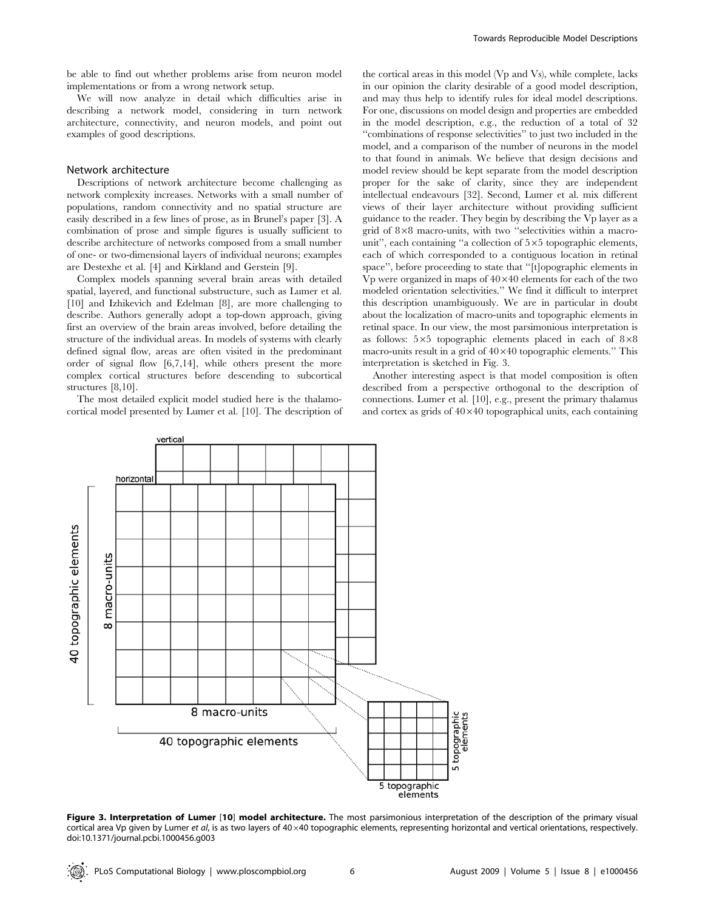be able to find out whether problems arise from neuron model implementations or from a wrong network setup.

We will now analyze in detail which difficulties arise in describing a network model, considering in turn network architecture, connectivity, and neuron models, and point out examples of good descriptions.

### Network architecture

Descriptions of network architecture become challenging as network complexity increases. Networks with a small number of populations, random connectivity and no spatial structure are easily described in a few lines of prose, as in Brunel's paper [3]. A combination of prose and simple figures is usually sufficient to describe architecture of networks composed from a small number of one- or two-dimensional layers of individual neurons; examples are Destexhe et al. [4] and Kirkland and Gerstein [9].

Complex models spanning several brain areas with detailed spatial, layered, and functional substructure, such as Lumer et al. [10] and Izhikevich and Edelman [8], are more challenging to describe. Authors generally adopt a top-down approach, giving first an overview of the brain areas involved, before detailing the structure of the individual areas. In models of systems with clearly defined signal flow, areas are often visited in the predominant order of signal flow [6,7,14], while others present the more complex cortical structures before descending to subcortical structures [8,10].

The most detailed explicit model studied here is the thalamocortical model presented by Lumer et al. [10]. The description of the cortical areas in this model (Vp and Vs), while complete, lacks in our opinion the clarity desirable of a good model description, and may thus help to identify rules for ideal model descriptions. For one, discussions on model design and properties are embedded in the model description, e.g., the reduction of a total of 32 "combinations of response selectivities" to just two included in the model, and a comparison of the number of neurons in the model to that found in animals. We believe that design decisions and model review should be kept separate from the model description proper for the sake of clarity, since they are independent intellectual endeavours [32]. Second, Lumer et al. mix different views of their layer architecture without providing sufficient guidance to the reader. They begin by describing the Vp layer as a grid of 8×8 macro-units, with two "selectivities within a macro-unit", each containing "a collection of 5×5 topographic elements, each of which corresponded to a contiguous location in retinal space", before proceeding to state that "[t]opographic elements in Vp were organized in maps of 40×40 elements for each of the two modeled orientation selectivities." We find it difficult to interpret this description unambiguously. We are in particular in doubt about the localization of macro-units and topographic elements in retinal space. In our view, the most parsimonious interpretation is as follows: 5×5 topographic elements placed in each of 8×8 macro-units result in a grid of 40×40 topographic elements." This interpretation is sketched in Fig. 3.

Another interesting aspect is that model composition is often described from a perspective orthogonal to the description of connections. Lumer et al. [10], e.g., present the primary thalamus and cortex as grids of 40×40 topographical units, each containing

**Figure 3. Interpretation of Lumer [10] model architecture.** The most parsimonious interpretation of the description of the primary visual cortical area Vp given by Lumer *et al*, is as two layers of 40×40 topographic elements, representing horizontal and vertical orientations, respectively.
doi:10.1371/journal.pcbi.1000456.g003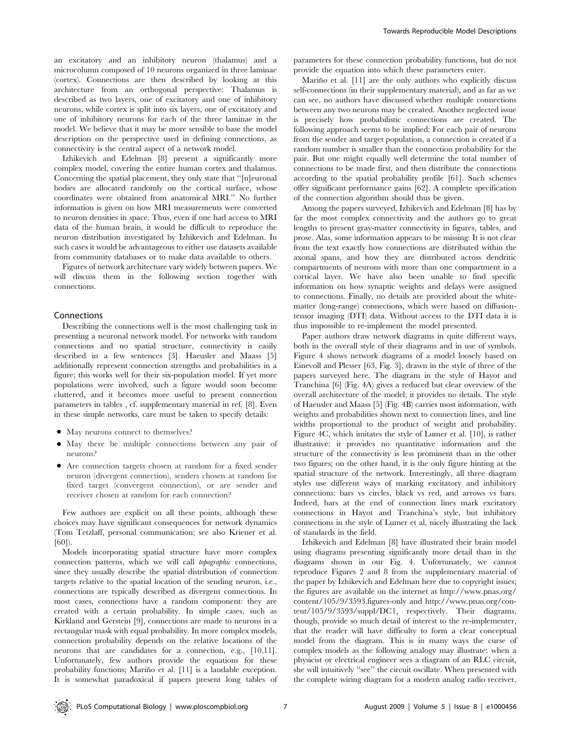an excitatory and an inhibitory neuron (thalamus) and a microcolumn composed of 10 neurons organized in three laminae (cortex). Connections are then described by looking at this architecture from an orthogonal perspective: Thalamus is described as two layers, one of excitatory and one of inhibitory neurons, while cortex is split into six layers, one of excitatory and one of inhibitory neurons for each of the three laminae in the model. We believe that it may be more sensible to base the model description on the perspective used in defining connections, as connectivity is the central aspect of a network model.

Izhikevich and Edelman [8] present a significantly more complex model, covering the entire human cortex and thalamus. Concerning the spatial placement, they only state that "[n]euronal bodies are allocated randomly on the cortical surface, whose coordinates were obtained from anatomical MRI." No further information is given on how MRI measurements were converted to neuron densities in space. Thus, even if one had access to MRI data of the human brain, it would be difficult to reproduce the neuron distribution investigated by Izhikevich and Edelman. In such cases it would be advantageous to either use datasets available from community databases or to make data available to others.

Figures of network architecture vary widely between papers. We will discuss them in the following section together with connections.

## Connections

Describing the connections well is the most challenging task in presenting a neuronal network model. For networks with random connections and no spatial structure, connectivity is easily described in a few sentences [3]. Haeusler and Maass [5] additionally represent connection strengths and probabilities in a figure; this works well for their six-population model. If yet more populations were involved, such a figure would soon become cluttered, and it becomes more useful to present connection parameters in tables , cf. supplementary material in ref. [8]. Even in these simple networks, care must be taken to specify details:

- May neurons connect to themselves?
- May there be multiple connections between any pair of neurons?
- Are connection targets chosen at random for a fixed sender neuron (divergent connection), senders chosen at random for fixed target (convergent connection), or are sender and receiver chosen at random for each connection?

Few authors are explicit on all these points, although these choices may have significant consequences for network dynamics (Tom Tetzlaff, personal communication; see also Kriener et al. [60]).

Models incorporating spatial structure have more complex connection patterns, which we will call *topographic* connections, since they usually describe the spatial distribution of connection targets relative to the spatial location of the sending neuron, i.e., connections are typically described as divergent connections. In most cases, connections have a random component: they are created with a certain probability. In simple cases, such as Kirkland and Gerstein [9], connections are made to neurons in a rectangular mask with equal probability. In more complex models, connection probability depends on the relative locations of the neurons that are candidates for a connection, e.g., [10,11]. Unfortunately, few authors provide the equations for these probability functions; Mariño et al. [11] is a laudable exception. It is somewhat paradoxical if papers present long tables of parameters for these connection probability functions, but do not provide the equation into which these parameters enter.

Mariño et al. [11] are the only authors who explicitly discuss self-connections (in their supplementary material), and as far as we can see, no authors have discussed whether multiple connections between any two neurons may be created. Another neglected issue is precisely how probabilistic connections are created. The following approach seems to be implied: For each pair of neurons from the sender and target population, a connection is created if a random number is smaller than the connection probability for the pair. But one might equally well determine the total number of connections to be made first, and then distribute the connections according to the spatial probability profile [61]. Such schemes offer significant performance gains [62]. A complete specification of the connection algorithm should thus be given.

Among the papers surveyed, Izhikevich and Edelman [8] has by far the most complex connectivity and the authors go to great lengths to present gray-matter connectivity in figures, tables, and prose. Alas, some information appears to be missing: It is not clear from the text exactly how connections are distributed within the axonal spans, and how they are distributed across dendritic compartments of neurons with more than one compartment in a cortical layer. We have also been unable to find specific information on how synaptic weights and delays were assigned to connections. Finally, no details are provided about the white-matter (long-range) connections, which were based on diffusion-tensor imaging (DTI) data. Without access to the DTI data it is thus impossible to re-implement the model presented.

Paper authors draw network diagrams in quite different ways, both in the overall style of their diagrams and in use of symbols. Figure 4 shows network diagrams of a model loosely based on Einevoll and Plesser [63, Fig. 3], drawn in the style of three of the papers surveyed here. The diagram in the style of Hayot and Tranchina [6] (Fig. 4A) gives a reduced but clear overview of the overall architecture of the model; it provides no details. The style of Haeusler and Maass [5] (Fig. 4B) carries most information, with weights and probabilities shown next to connection lines, and line widths proportional to the product of weight and probability. Figure 4C, which imitates the style of Lumer et al. [10], is rather illustrative: it provides no quantitative information and the structure of the connectivity is less prominent than in the other two figures; on the other hand, it is the only figure hinting at the spatial structure of the network. Interestingly, all three diagram styles use different ways of marking excitatory and inhibitory connections: bars vs circles, black vs red, and arrows vs bars. Indeed, bars at the end of connection lines mark excitatory connections in Hayot and Tranchina's style, but inhibitory connections in the style of Lumer et al, nicely illustrating the lack of standards in the field.

Izhikevich and Edelman [8] have illustrated their brain model using diagrams presenting significantly more detail than in the diagrams shown in our Fig. 4. Unfortunately, we cannot reproduce Figures 2 and 8 from the supplementary material of the paper by Izhikevich and Edelman here due to copyright issues; the figures are available on the internet at http://www.pnas.org/content/105/9/3593.figures-only and http://www.pnas.org/content/105/9/3593/suppl/DC1, respectively. Their diagrams, though, provide so much detail of interest to the re-implementer, that the reader will have difficulty to form a clear conceptual model from the diagram. This is in many ways the curse of complex models as the following analogy may illustrate: when a physicist or electrical engineer sees a diagram of an RLC circuit, she will intuitively "see" the circuit oscillate. When presented with the complete wiring diagram for a modern analog radio receiver,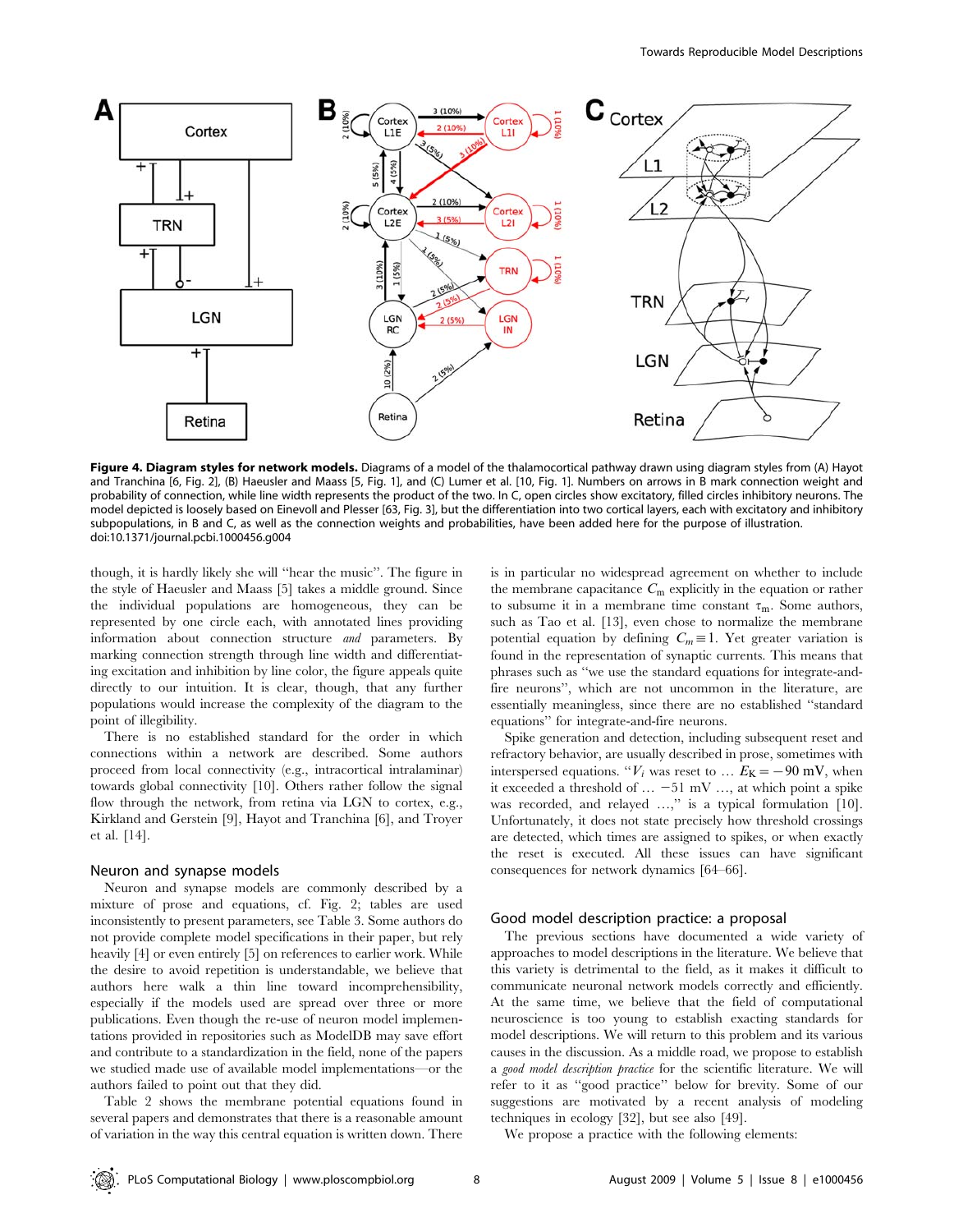**Figure 4. Diagram styles for network models.** Diagrams of a model of the thalamocortical pathway drawn using diagram styles from (A) Hayot and Tranchina [6, Fig. 2], (B) Haeusler and Maass [5, Fig. 1], and (C) Lumer et al. [10, Fig. 1]. Numbers on arrows in B mark connection weight and probability of connection, while line width represents the product of the two. In C, open circles show excitatory, filled circles inhibitory neurons. The model depicted is loosely based on Einevoll and Plesser [63, Fig. 3], but the differentiation into two cortical layers, each with excitatory and inhibitory subpopulations, in B and C, as well as the connection weights and probabilities, have been added here for the purpose of illustration.
doi:10.1371/journal.pcbi.1000456.g004

though, it is hardly likely she will "hear the music". The figure in the style of Haeusler and Maass [5] takes a middle ground. Since the individual populations are homogeneous, they can be represented by one circle each, with annotated lines providing information about connection structure *and* parameters. By marking connection strength through line width and differentiating excitation and inhibition by line color, the figure appeals quite directly to our intuition. It is clear, though, that any further populations would increase the complexity of the diagram to the point of illegibility.

There is no established standard for the order in which connections within a network are described. Some authors proceed from local connectivity (e.g., intracortical intralaminar) towards global connectivity [10]. Others rather follow the signal flow through the network, from retina via LGN to cortex, e.g., Kirkland and Gerstein [9], Hayot and Tranchina [6], and Troyer et al. [14].

### Neuron and synapse models

Neuron and synapse models are commonly described by a mixture of prose and equations, cf. Fig. 2; tables are used inconsistently to present parameters, see Table 3. Some authors do not provide complete model specifications in their paper, but rely heavily [4] or even entirely [5] on references to earlier work. While the desire to avoid repetition is understandable, we believe that authors here walk a thin line toward incomprehensibility, especially if the models used are spread over three or more publications. Even though the re-use of neuron model implementations provided in repositories such as ModelDB may save effort and contribute to a standardization in the field, none of the papers we studied made use of available model implementations—or the authors failed to point out that they did.

Table 2 shows the membrane potential equations found in several papers and demonstrates that there is a reasonable amount of variation in the way this central equation is written down. There is in particular no widespread agreement on whether to include the membrane capacitance $C_m$ explicitly in the equation or rather to subsume it in a membrane time constant $\tau_m$. Some authors, such as Tao et al. [13], even chose to normalize the membrane potential equation by defining $C_m \equiv 1$. Yet greater variation is found in the representation of synaptic currents. This means that phrases such as "we use the standard equations for integrate-and-fire neurons", which are not uncommon in the literature, are essentially meaningless, since there are no established "standard equations" for integrate-and-fire neurons.

Spike generation and detection, including subsequent reset and refractory behavior, are usually described in prose, sometimes with interspersed equations. "$V_i$ was reset to … $E_K = -90$ mV, when it exceeded a threshold of … $-51$ mV …, at which point a spike was recorded, and relayed …," is a typical formulation [10]. Unfortunately, it does not state precisely how threshold crossings are detected, which times are assigned to spikes, or when exactly the reset is executed. All these issues can have significant consequences for network dynamics [64–66].

## Good model description practice: a proposal

The previous sections have documented a wide variety of approaches to model descriptions in the literature. We believe that this variety is detrimental to the field, as it makes it difficult to communicate neuronal network models correctly and efficiently. At the same time, we believe that the field of computational neuroscience is too young to establish exacting standards for model descriptions. We will return to this problem and its various causes in the discussion. As a middle road, we propose to establish a *good model description practice* for the scientific literature. We will refer to it as "good practice" below for brevity. Some of our suggestions are motivated by a recent analysis of modeling techniques in ecology [32], but see also [49].

We propose a practice with the following elements: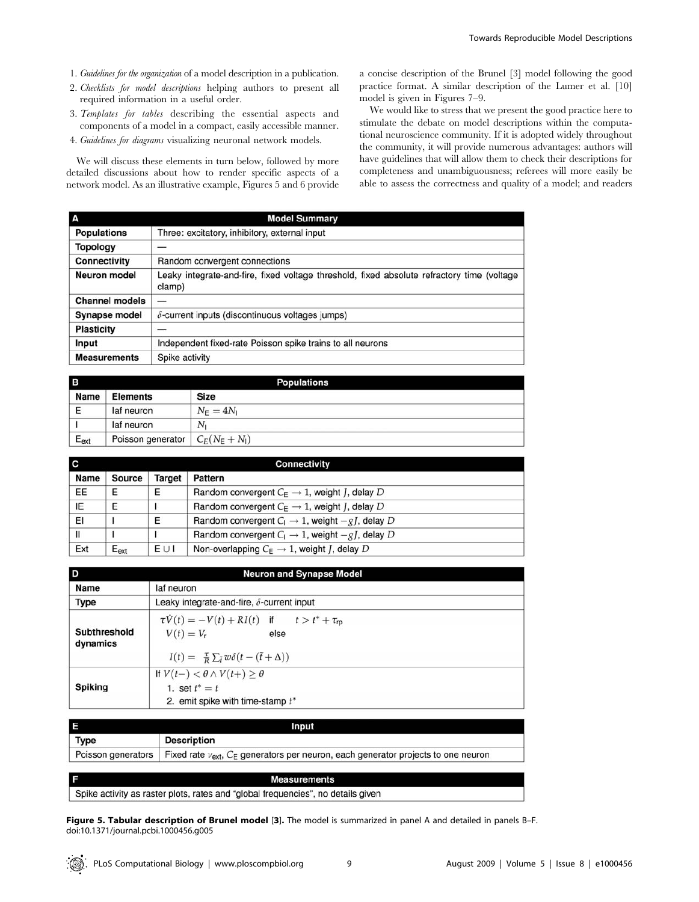1. *Guidelines for the organization* of a model description in a publication.
2. *Checklists for model descriptions* helping authors to present all required information in a useful order.
3. *Templates for tables* describing the essential aspects and components of a model in a compact, easily accessible manner.
4. *Guidelines for diagrams* visualizing neuronal network models.

We will discuss these elements in turn below, followed by more detailed discussions about how to render specific aspects of a network model. As an illustrative example, Figures 5 and 6 provide a concise description of the Brunel [3] model following the good practice format. A similar description of the Lumer et al. [10] model is given in Figures 7–9.

We would like to stress that we present the good practice here to stimulate the debate on model descriptions within the computational neuroscience community. If it is adopted widely throughout the community, it will provide numerous advantages: authors will have guidelines that will allow them to check their descriptions for completeness and unambiguousness; referees will more easily be able to assess the correctness and quality of a model; and readers

| **A** | **Model Summary** |
|---|---|
| **Populations** | Three: excitatory, inhibitory, external input |
| **Topology** | — |
| **Connectivity** | Random convergent connections |
| **Neuron model** | Leaky integrate-and-fire, fixed voltage threshold, fixed absolute refractory time (voltage clamp) |
| **Channel models** | — |
| **Synapse model** | $\delta$-current inputs (discontinuous voltages jumps) |
| **Plasticity** | — |
| **Input** | Independent fixed-rate Poisson spike trains to all neurons |
| **Measurements** | Spike activity |

| **B** | **Populations** | |
|---|---|---|
| **Name** | **Elements** | **Size** |
| E | Iaf neuron | $N_E = 4N_I$ |
| I | Iaf neuron | $N_I$ |
| $E_{ext}$ | Poisson generator | $C_E(N_E + N_I)$ |

| **C** | **Connectivity** | | |
|---|---|---|---|
| **Name** | **Source** | **Target** | **Pattern** |
| EE | E | E | Random convergent $C_E \to 1$, weight $J$, delay $D$ |
| IE | E | I | Random convergent $C_E \to 1$, weight $J$, delay $D$ |
| EI | I | E | Random convergent $C_I \to 1$, weight $-gJ$, delay $D$ |
| II | I | I | Random convergent $C_I \to 1$, weight $-gJ$, delay $D$ |
| Ext | $E_{ext}$ | $E \cup I$ | Non-overlapping $C_E \to 1$, weight $J$, delay $D$ |

| **D** | **Neuron and Synapse Model** |
|---|---|
| **Name** | Iaf neuron |
| **Type** | Leaky integrate-and-fire, $\delta$-current input |
| **Subthreshold dynamics** | $\tau\dot{V}(t) = -V(t) + RI(t)$ if $t > t^* + \tau_{rp}$ <br> $V(t) = V_r$ else <br> $I(t) = \frac{\tau}{R}\sum_{\tilde{t}} w\delta(t - (\tilde{t} + \Delta))$ |
| **Spiking** | If $V(t-) < \theta \wedge V(t+) \geq \theta$ <br> 1. set $t^* = t$ <br> 2. emit spike with time-stamp $t^*$ |

| **E** | **Input** |
|---|---|
| **Type** | **Description** |
| Poisson generators | Fixed rate $\nu_{ext}$, $C_E$ generators per neuron, each generator projects to one neuron |

| **F** | **Measurements** |
|---|---|
| Spike activity as raster plots, rates and "global frequencies", no details given | |

**Figure 5. Tabular description of Brunel model [3].** The model is summarized in panel A and detailed in panels B–F.
doi:10.1371/journal.pcbi.1000456.g005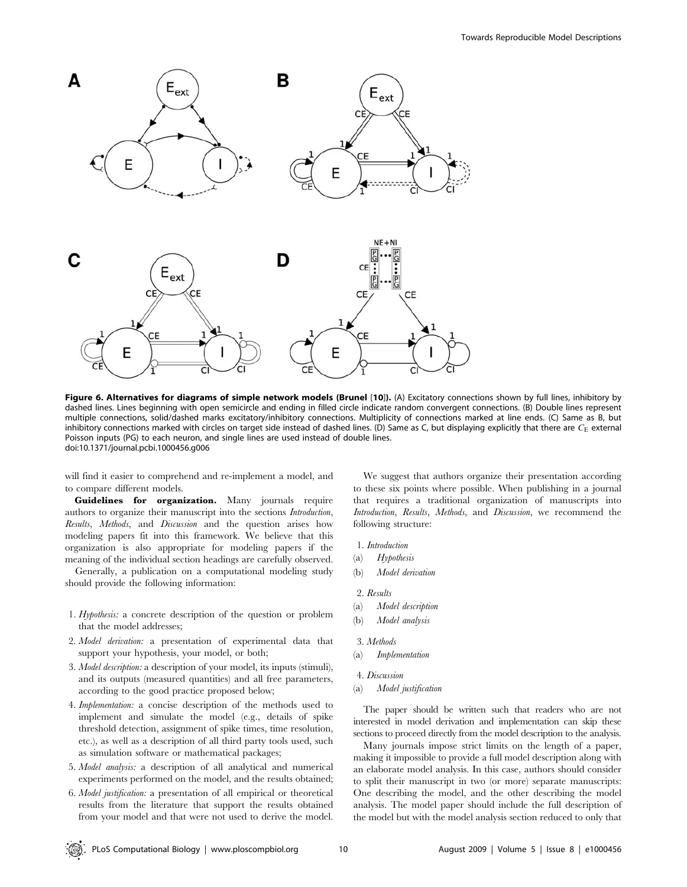**Figure 6. Alternatives for diagrams of simple network models (Brunel [10]).** (A) Excitatory connections shown by full lines, inhibitory by dashed lines. Lines beginning with open semicircle and ending in filled circle indicate random convergent connections. (B) Double lines represent multiple connections, solid/dashed marks excitatory/inhibitory connections. Multiplicity of connections marked at line ends. (C) Same as B, but inhibitory connections marked with circles on target side instead of dashed lines. (D) Same as C, but displaying explicitly that there are $C_E$ external Poisson inputs (PG) to each neuron, and single lines are used instead of double lines.
doi:10.1371/journal.pcbi.1000456.g006

will find it easier to comprehend and re-implement a model, and to compare different models.

**Guidelines for organization.** Many journals require authors to organize their manuscript into the sections *Introduction*, *Results*, *Methods*, and *Discussion* and the question arises how modeling papers fit into this framework. We believe that this organization is also appropriate for modeling papers if the meaning of the individual section headings are carefully observed.

Generally, a publication on a computational modeling study should provide the following information:

1. *Hypothesis:* a concrete description of the question or problem that the model addresses;
2. *Model derivation:* a presentation of experimental data that support your hypothesis, your model, or both;
3. *Model description:* a description of your model, its inputs (stimuli), and its outputs (measured quantities) and all free parameters, according to the good practice proposed below;
4. *Implementation:* a concise description of the methods used to implement and simulate the model (e.g., details of spike threshold detection, assignment of spike times, time resolution, etc.), as well as a description of all third party tools used, such as simulation software or mathematical packages;
5. *Model analysis:* a description of all analytical and numerical experiments performed on the model, and the results obtained;
6. *Model justification:* a presentation of all empirical or theoretical results from the literature that support the results obtained from your model and that were not used to derive the model.

We suggest that authors organize their presentation according to these six points where possible. When publishing in a journal that requires a traditional organization of manuscripts into *Introduction*, *Results*, *Methods*, and *Discussion*, we recommend the following structure:

1. *Introduction*
   (a) *Hypothesis*
   (b) *Model derivation*
2. *Results*
   (a) *Model description*
   (b) *Model analysis*
3. *Methods*
   (a) *Implementation*
4. *Discussion*
   (a) *Model justification*

The paper should be written such that readers who are not interested in model derivation and implementation can skip these sections to proceed directly from the model description to the analysis.

Many journals impose strict limits on the length of a paper, making it impossible to provide a full model description along with an elaborate model analysis. In this case, authors should consider to split their manuscript in two (or more) separate manuscripts: One describing the model, and the other describing the model analysis. The model paper should include the full description of the model but with the model analysis section reduced to only that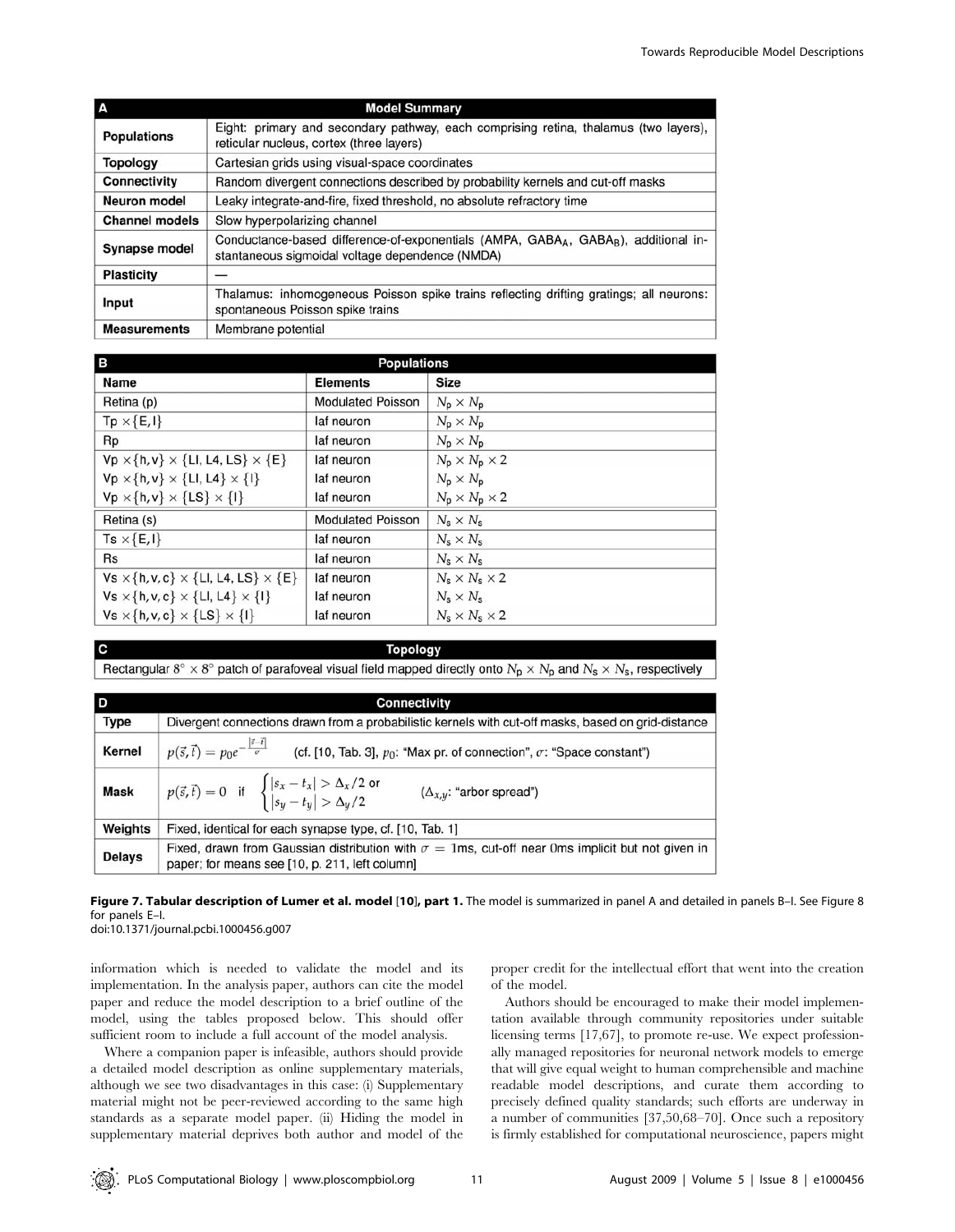| A | Model Summary |
|---|---|
| **Populations** | Eight: primary and secondary pathway, each comprising retina, thalamus (two layers), reticular nucleus, cortex (three layers) |
| **Topology** | Cartesian grids using visual-space coordinates |
| **Connectivity** | Random divergent connections described by probability kernels and cut-off masks |
| **Neuron model** | Leaky integrate-and-fire, fixed threshold, no absolute refractory time |
| **Channel models** | Slow hyperpolarizing channel |
| **Synapse model** | Conductance-based difference-of-exponentials (AMPA, $GABA_A$, $GABA_B$), additional instantaneous sigmoidal voltage dependence (NMDA) |
| **Plasticity** | — |
| **Input** | Thalamus: inhomogeneous Poisson spike trains reflecting drifting gratings; all neurons: spontaneous Poisson spike trains |
| **Measurements** | Membrane potential |

| B | Populations | |
|---|---|---|
| **Name** | **Elements** | **Size** |
| Retina (p) | Modulated Poisson | $N_p \times N_p$ |
| Tp $\times \{E, I\}$ | Iaf neuron | $N_p \times N_p$ |
| Rp | Iaf neuron | $N_p \times N_p$ |
| Vp $\times \{h, v\} \times \{LI, L4, LS\} \times \{E\}$ | Iaf neuron | $N_p \times N_p \times 2$ |
| Vp $\times \{h, v\} \times \{LI, L4\} \times \{I\}$ | Iaf neuron | $N_p \times N_p$ |
| Vp $\times \{h, v\} \times \{LS\} \times \{I\}$ | Iaf neuron | $N_p \times N_p \times 2$ |
| Retina (s) | Modulated Poisson | $N_s \times N_s$ |
| Ts $\times \{E, I\}$ | Iaf neuron | $N_s \times N_s$ |
| Rs | Iaf neuron | $N_s \times N_s$ |
| Vs $\times \{h, v, c\} \times \{LI, L4, LS\} \times \{E\}$ | Iaf neuron | $N_s \times N_s \times 2$ |
| Vs $\times \{h, v, c\} \times \{LI, L4\} \times \{I\}$ | Iaf neuron | $N_s \times N_s$ |
| Vs $\times \{h, v, c\} \times \{LS\} \times \{I\}$ | Iaf neuron | $N_s \times N_s \times 2$ |

| C | Topology |
|---|---|
| Rectangular $8° \times 8°$ patch of parafoveal visual field mapped directly onto $N_p \times N_p$ and $N_s \times N_s$, respectively | |

| D | Connectivity |
|---|---|
| **Type** | Divergent connections drawn from a probabilistic kernels with cut-off masks, based on grid-distance |
| **Kernel** | $p(\vec{s}, \vec{t}) = p_0 e^{-\frac{\lvert \vec{s} - \vec{t} \rvert}{\sigma}}$ (cf. [10, Tab. 3], $p_0$: "Max pr. of connection", $\sigma$: "Space constant") |
| **Mask** | $p(\vec{s}, \vec{t}) = 0 \quad \text{if} \quad \begin{cases} \lvert s_x - t_x \rvert > \Delta_x/2 \text{ or} \\ \lvert s_y - t_y \rvert > \Delta_y/2 \end{cases}$ ($\Delta_{x,y}$: "arbor spread") |
| **Weights** | Fixed, identical for each synapse type, cf. [10, Tab. 1] |
| **Delays** | Fixed, drawn from Gaussian distribution with $\sigma = 1$ms, cut-off near 0ms implicit but not given in paper; for means see [10, p. 211, left column] |

**Figure 7. Tabular description of Lumer et al. model [10], part 1.** The model is summarized in panel A and detailed in panels B–I. See Figure 8 for panels E–I.
doi:10.1371/journal.pcbi.1000456.g007

information which is needed to validate the model and its implementation. In the analysis paper, authors can cite the model paper and reduce the model description to a brief outline of the model, using the tables proposed below. This should offer sufficient room to include a full account of the model analysis.

Where a companion paper is infeasible, authors should provide a detailed model description as online supplementary materials, although we see two disadvantages in this case: (i) Supplementary material might not be peer-reviewed according to the same high standards as a separate model paper. (ii) Hiding the model in supplementary material deprives both author and model of the proper credit for the intellectual effort that went into the creation of the model.

Authors should be encouraged to make their model implementation available through community repositories under suitable licensing terms [17,67], to promote re-use. We expect professionally managed repositories for neuronal network models to emerge that will give equal weight to human comprehensible and machine readable model descriptions, and curate them according to precisely defined quality standards; such efforts are underway in a number of communities [37,50,68–70]. Once such a repository is firmly established for computational neuroscience, papers might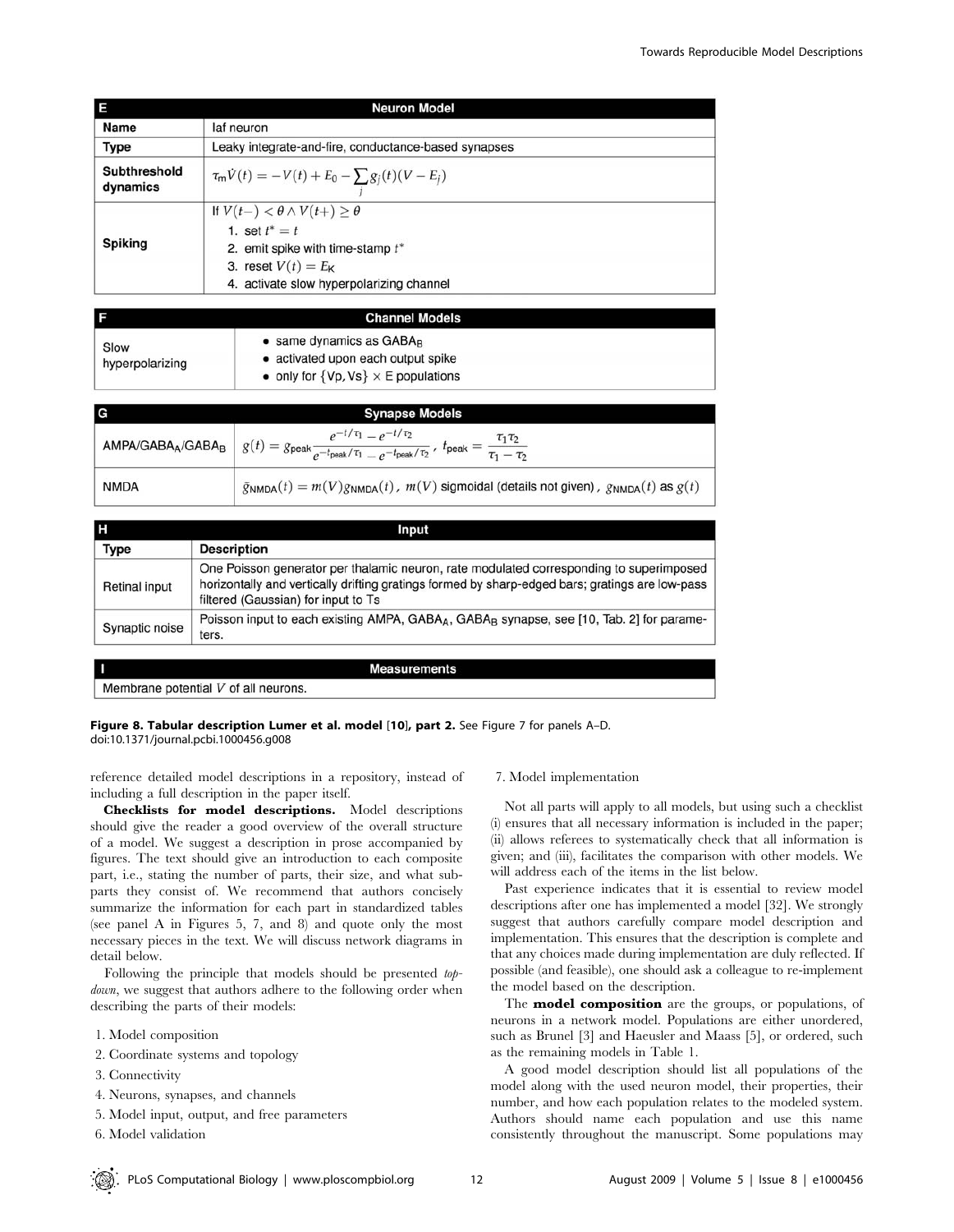| E | Neuron Model |
|---|---|
| **Name** | Iaf neuron |
| **Type** | Leaky integrate-and-fire, conductance-based synapses |
| **Subthreshold dynamics** | $\tau_m \dot{V}(t) = -V(t) + E_0 - \sum_j g_j(t)(V - E_j)$ |
| **Spiking** | If $V(t-) < \theta \wedge V(t+) \geq \theta$ <br> 1. set $t^* = t$ <br> 2. emit spike with time-stamp $t^*$ <br> 3. reset $V(t) = E_K$ <br> 4. activate slow hyperpolarizing channel |

| F | Channel Models |
|---|---|
| Slow hyperpolarizing | • same dynamics as $GABA_B$ <br> • activated upon each output spike <br> • only for $\{Vp, Vs\} \times E$ populations |

| G | Synapse Models |
|---|---|
| $AMPA/GABA_A/GABA_B$ | $g(t) = g_{peak} \frac{e^{-t/\tau_1} - e^{-t/\tau_2}}{e^{-t_{peak}/\tau_1} - e^{-t_{peak}/\tau_2}}$, $t_{peak} = \frac{\tau_1 \tau_2}{\tau_1 - \tau_2}$ |
| NMDA | $\bar{g}_{NMDA}(t) = m(V) g_{NMDA}(t)$, $m(V)$ sigmoidal (details not given), $g_{NMDA}(t)$ as $g(t)$ |

| H | Input |
|---|---|
| **Type** | **Description** |
| Retinal input | One Poisson generator per thalamic neuron, rate modulated corresponding to superimposed horizontally and vertically drifting gratings formed by sharp-edged bars; gratings are low-pass filtered (Gaussian) for input to Ts |
| Synaptic noise | Poisson input to each existing AMPA, $GABA_A$, $GABA_B$ synapse, see [10, Tab. 2] for parameters. |

| I | Measurements |
|---|---|
| Membrane potential $V$ of all neurons. | |

**Figure 8. Tabular description Lumer et al. model [10], part 2.** See Figure 7 for panels A–D.
doi:10.1371/journal.pcbi.1000456.g008

reference detailed model descriptions in a repository, instead of including a full description in the paper itself.

**Checklists for model descriptions.** Model descriptions should give the reader a good overview of the overall structure of a model. We suggest a description in prose accompanied by figures. The text should give an introduction to each composite part, i.e., stating the number of parts, their size, and what subparts they consist of. We recommend that authors concisely summarize the information for each part in standardized tables (see panel A in Figures 5, 7, and 8) and quote only the most necessary pieces in the text. We will discuss network diagrams in detail below.

Following the principle that models should be presented *top-down*, we suggest that authors adhere to the following order when describing the parts of their models:

1. Model composition
2. Coordinate systems and topology
3. Connectivity
4. Neurons, synapses, and channels
5. Model input, output, and free parameters
6. Model validation
7. Model implementation

Not all parts will apply to all models, but using such a checklist (i) ensures that all necessary information is included in the paper; (ii) allows referees to systematically check that all information is given; and (iii), facilitates the comparison with other models. We will address each of the items in the list below.

Past experience indicates that it is essential to review model descriptions after one has implemented a model [32]. We strongly suggest that authors carefully compare model description and implementation. This ensures that the description is complete and that any choices made during implementation are duly reflected. If possible (and feasible), one should ask a colleague to re-implement the model based on the description.

The **model composition** are the groups, or populations, of neurons in a network model. Populations are either unordered, such as Brunel [3] and Haeusler and Maass [5], or ordered, such as the remaining models in Table 1.

A good model description should list all populations of the model along with the used neuron model, their properties, their number, and how each population relates to the modeled system. Authors should name each population and use this name consistently throughout the manuscript. Some populations may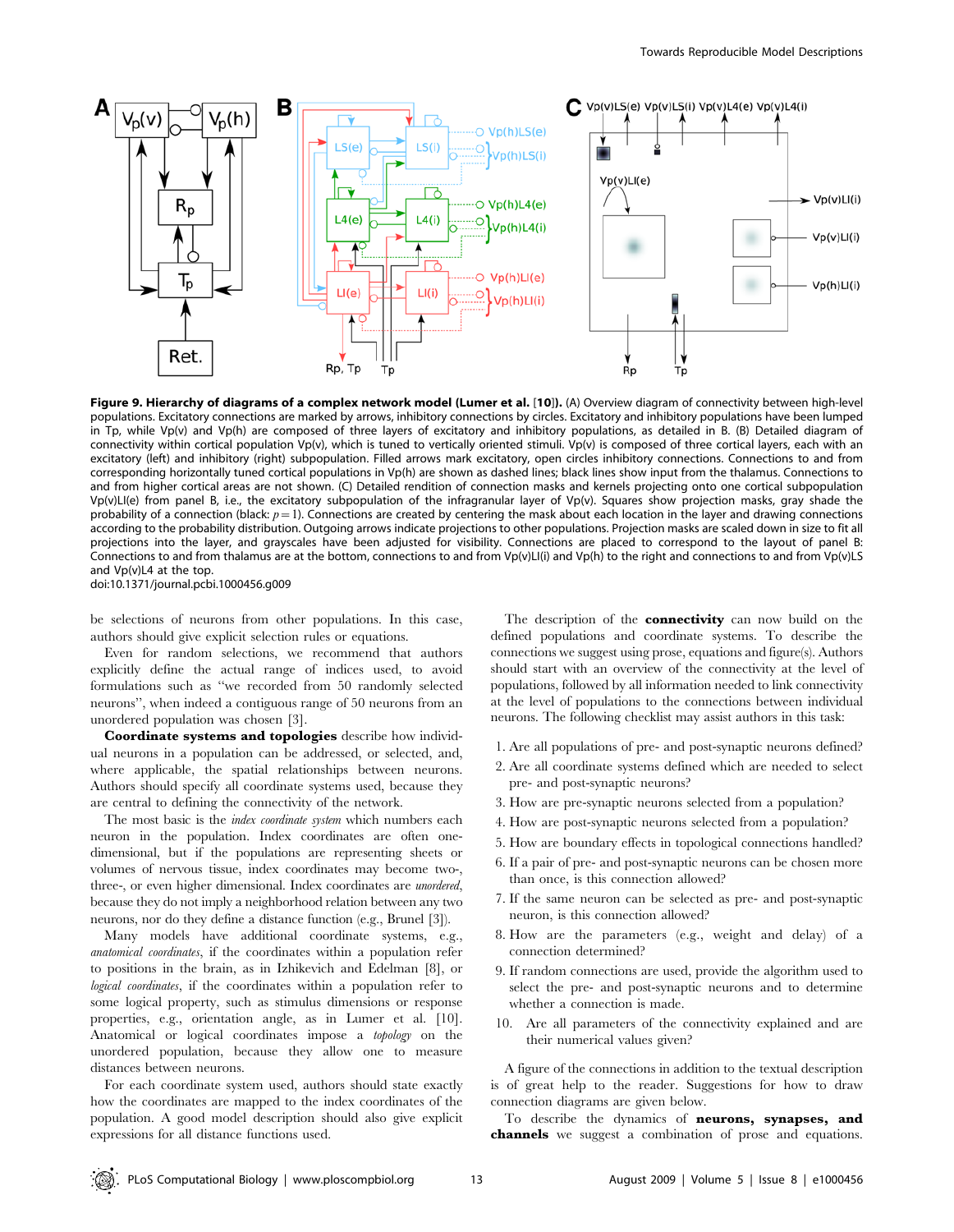**Figure 9. Hierarchy of diagrams of a complex network model (Lumer et al. [10]).** (A) Overview diagram of connectivity between high-level populations. Excitatory connections are marked by arrows, inhibitory connections by circles. Excitatory and inhibitory populations have been lumped in Tp, while Vp(v) and Vp(h) are composed of three layers of excitatory and inhibitory populations, as detailed in B. (B) Detailed diagram of connectivity within cortical population Vp(v), which is tuned to vertically oriented stimuli. Vp(v) is composed of three cortical layers, each with an excitatory (left) and inhibitory (right) subpopulation. Filled arrows mark excitatory, open circles inhibitory connections. Connections to and from corresponding horizontally tuned cortical populations in Vp(h) are shown as dashed lines; black lines show input from the thalamus. Connections to and from higher cortical areas are not shown. (C) Detailed rendition of connection masks and kernels projecting onto one cortical subpopulation Vp(v)LI(e) from panel B, i.e., the excitatory subpopulation of the infragranular layer of Vp(v). Squares show projection masks, gray shade the probability of a connection (black: $p = 1$). Connections are created by centering the mask about each location in the layer and drawing connections according to the probability distribution. Outgoing arrows indicate projections to other populations. Projection masks are scaled down in size to fit all projections into the layer, and grayscales have been adjusted for visibility. Connections are placed to correspond to the layout of panel B: Connections to and from thalamus are at the bottom, connections to and from Vp(v)LI(i) and Vp(h) to the right and connections to and from Vp(v)LS and Vp(v)L4 at the top.
doi:10.1371/journal.pcbi.1000456.g009

be selections of neurons from other populations. In this case, authors should give explicit selection rules or equations.

Even for random selections, we recommend that authors explicitly define the actual range of indices used, to avoid formulations such as "we recorded from 50 randomly selected neurons", when indeed a contiguous range of 50 neurons from an unordered population was chosen [3].

**Coordinate systems and topologies** describe how individual neurons in a population can be addressed, or selected, and, where applicable, the spatial relationships between neurons. Authors should specify all coordinate systems used, because they are central to defining the connectivity of the network.

The most basic is the *index coordinate system* which numbers each neuron in the population. Index coordinates are often one-dimensional, but if the populations are representing sheets or volumes of nervous tissue, index coordinates may become two-, three-, or even higher dimensional. Index coordinates are *unordered*, because they do not imply a neighborhood relation between any two neurons, nor do they define a distance function (e.g., Brunel [3]).

Many models have additional coordinate systems, e.g., *anatomical coordinates*, if the coordinates within a population refer to positions in the brain, as in Izhikevich and Edelman [8], or *logical coordinates*, if the coordinates within a population refer to some logical property, such as stimulus dimensions or response properties, e.g., orientation angle, as in Lumer et al. [10]. Anatomical or logical coordinates impose a *topology* on the unordered population, because they allow one to measure distances between neurons.

For each coordinate system used, authors should state exactly how the coordinates are mapped to the index coordinates of the population. A good model description should also give explicit expressions for all distance functions used.

The description of the **connectivity** can now build on the defined populations and coordinate systems. To describe the connections we suggest using prose, equations and figure(s). Authors should start with an overview of the connectivity at the level of populations, followed by all information needed to link connectivity at the level of populations to the connections between individual neurons. The following checklist may assist authors in this task:

1. Are all populations of pre- and post-synaptic neurons defined?
2. Are all coordinate systems defined which are needed to select pre- and post-synaptic neurons?
3. How are pre-synaptic neurons selected from a population?
4. How are post-synaptic neurons selected from a population?
5. How are boundary effects in topological connections handled?
6. If a pair of pre- and post-synaptic neurons can be chosen more than once, is this connection allowed?
7. If the same neuron can be selected as pre- and post-synaptic neuron, is this connection allowed?
8. How are the parameters (e.g., weight and delay) of a connection determined?
9. If random connections are used, provide the algorithm used to select the pre- and post-synaptic neurons and to determine whether a connection is made.
10. Are all parameters of the connectivity explained and are their numerical values given?

A figure of the connections in addition to the textual description is of great help to the reader. Suggestions for how to draw connection diagrams are given below.

To describe the dynamics of **neurons, synapses, and channels** we suggest a combination of prose and equations.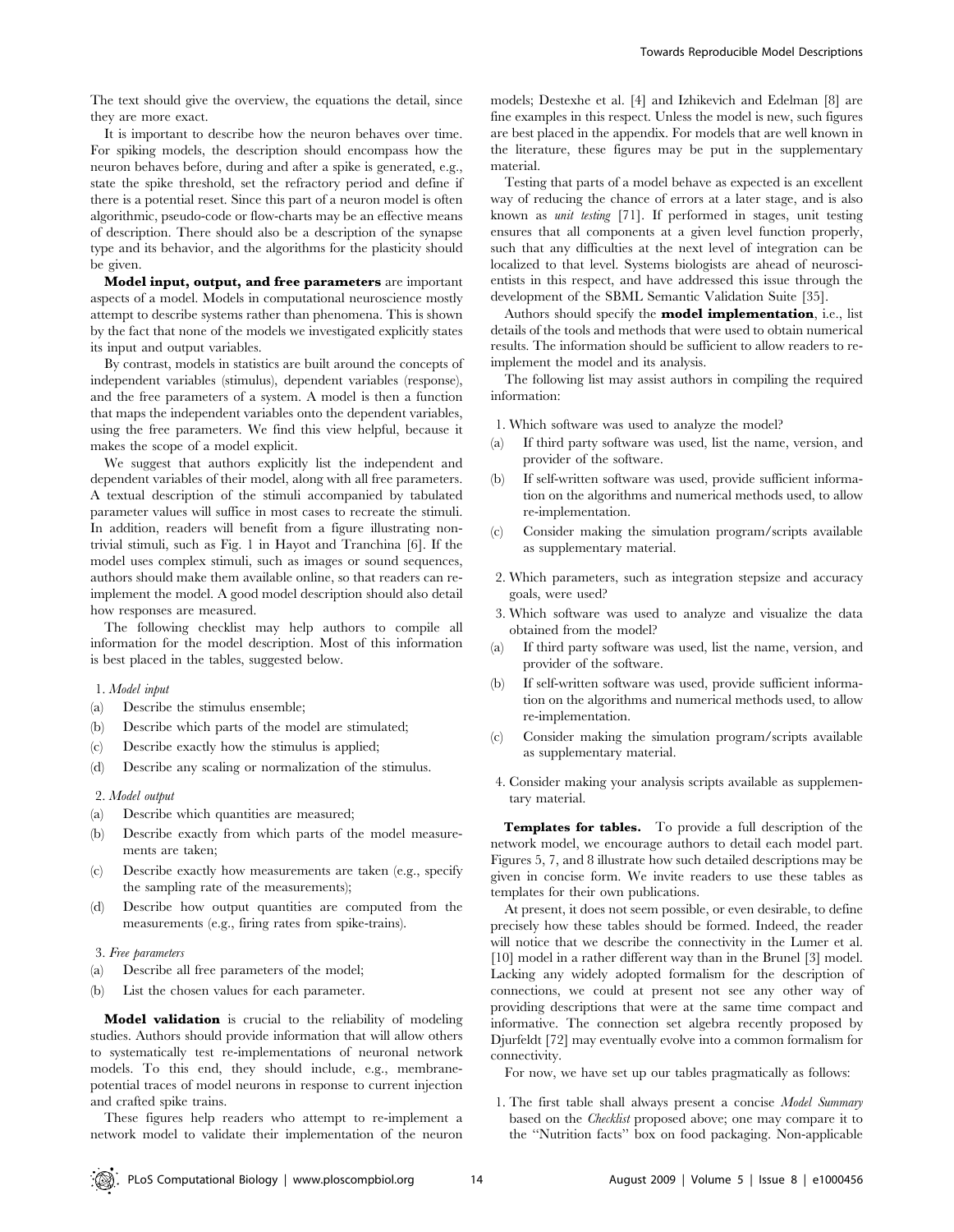The text should give the overview, the equations the detail, since they are more exact.

It is important to describe how the neuron behaves over time. For spiking models, the description should encompass how the neuron behaves before, during and after a spike is generated, e.g., state the spike threshold, set the refractory period and define if there is a potential reset. Since this part of a neuron model is often algorithmic, pseudo-code or flow-charts may be an effective means of description. There should also be a description of the synapse type and its behavior, and the algorithms for the plasticity should be given.

**Model input, output, and free parameters** are important aspects of a model. Models in computational neuroscience mostly attempt to describe systems rather than phenomena. This is shown by the fact that none of the models we investigated explicitly states its input and output variables.

By contrast, models in statistics are built around the concepts of independent variables (stimulus), dependent variables (response), and the free parameters of a system. A model is then a function that maps the independent variables onto the dependent variables, using the free parameters. We find this view helpful, because it makes the scope of a model explicit.

We suggest that authors explicitly list the independent and dependent variables of their model, along with all free parameters. A textual description of the stimuli accompanied by tabulated parameter values will suffice in most cases to recreate the stimuli. In addition, readers will benefit from a figure illustrating non-trivial stimuli, such as Fig. 1 in Hayot and Tranchina [6]. If the model uses complex stimuli, such as images or sound sequences, authors should make them available online, so that readers can re-implement the model. A good model description should also detail how responses are measured.

The following checklist may help authors to compile all information for the model description. Most of this information is best placed in the tables, suggested below.

1. *Model input*
   (a) Describe the stimulus ensemble;
   (b) Describe which parts of the model are stimulated;
   (c) Describe exactly how the stimulus is applied;
   (d) Describe any scaling or normalization of the stimulus.
2. *Model output*
   (a) Describe which quantities are measured;
   (b) Describe exactly from which parts of the model measurements are taken;
   (c) Describe exactly how measurements are taken (e.g., specify the sampling rate of the measurements);
   (d) Describe how output quantities are computed from the measurements (e.g., firing rates from spike-trains).
3. *Free parameters*
   (a) Describe all free parameters of the model;
   (b) List the chosen values for each parameter.

**Model validation** is crucial to the reliability of modeling studies. Authors should provide information that will allow others to systematically test re-implementations of neuronal network models. To this end, they should include, e.g., membrane-potential traces of model neurons in response to current injection and crafted spike trains.

These figures help readers who attempt to re-implement a network model to validate their implementation of the neuron models; Destexhe et al. [4] and Izhikevich and Edelman [8] are fine examples in this respect. Unless the model is new, such figures are best placed in the appendix. For models that are well known in the literature, these figures may be put in the supplementary material.

Testing that parts of a model behave as expected is an excellent way of reducing the chance of errors at a later stage, and is also known as *unit testing* [71]. If performed in stages, unit testing ensures that all components at a given level function properly, such that any difficulties at the next level of integration can be localized to that level. Systems biologists are ahead of neuroscientists in this respect, and have addressed this issue through the development of the SBML Semantic Validation Suite [35].

Authors should specify the **model implementation**, i.e., list details of the tools and methods that were used to obtain numerical results. The information should be sufficient to allow readers to re-implement the model and its analysis.

The following list may assist authors in compiling the required information:

1. Which software was used to analyze the model?
   (a) If third party software was used, list the name, version, and provider of the software.
   (b) If self-written software was used, provide sufficient information on the algorithms and numerical methods used, to allow re-implementation.
   (c) Consider making the simulation program/scripts available as supplementary material.
2. Which parameters, such as integration stepsize and accuracy goals, were used?
3. Which software was used to analyze and visualize the data obtained from the model?
   (a) If third party software was used, list the name, version, and provider of the software.
   (b) If self-written software was used, provide sufficient information on the algorithms and numerical methods used, to allow re-implementation.
   (c) Consider making the simulation program/scripts available as supplementary material.
4. Consider making your analysis scripts available as supplementary material.

**Templates for tables.** To provide a full description of the network model, we encourage authors to detail each model part. Figures 5, 7, and 8 illustrate how such detailed descriptions may be given in concise form. We invite readers to use these tables as templates for their own publications.

At present, it does not seem possible, or even desirable, to define precisely how these tables should be formed. Indeed, the reader will notice that we describe the connectivity in the Lumer et al. [10] model in a rather different way than in the Brunel [3] model. Lacking any widely adopted formalism for the description of connections, we could at present not see any other way of providing descriptions that were at the same time compact and informative. The connection set algebra recently proposed by Djurfeldt [72] may eventually evolve into a common formalism for connectivity.

For now, we have set up our tables pragmatically as follows:

1. The first table shall always present a concise *Model Summary* based on the *Checklist* proposed above; one may compare it to the "Nutrition facts" box on food packaging. Non-applicable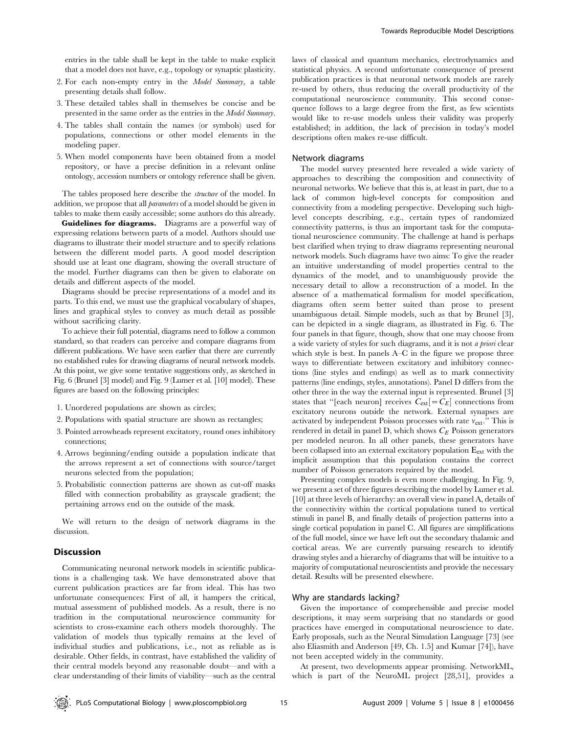entries in the table shall be kept in the table to make explicit that a model does not have, e.g., topology or synaptic plasticity.

2. For each non-empty entry in the *Model Summary*, a table presenting details shall follow.
3. These detailed tables shall in themselves be concise and be presented in the same order as the entries in the *Model Summary*.
4. The tables shall contain the names (or symbols) used for populations, connections or other model elements in the modeling paper.
5. When model components have been obtained from a model repository, or have a precise definition in a relevant online ontology, accession numbers or ontology reference shall be given.

The tables proposed here describe the *structure* of the model. In addition, we propose that all *parameters* of a model should be given in tables to make them easily accessible; some authors do this already.

**Guidelines for diagrams.** Diagrams are a powerful way of expressing relations between parts of a model. Authors should use diagrams to illustrate their model structure and to specify relations between the different model parts. A good model description should use at least one diagram, showing the overall structure of the model. Further diagrams can then be given to elaborate on details and different aspects of the model.

Diagrams should be precise representations of a model and its parts. To this end, we must use the graphical vocabulary of shapes, lines and graphical styles to convey as much detail as possible without sacrificing clarity.

To achieve their full potential, diagrams need to follow a common standard, so that readers can perceive and compare diagrams from different publications. We have seen earlier that there are currently no established rules for drawing diagrams of neural network models. At this point, we give some tentative suggestions only, as sketched in Fig. 6 (Brunel [3] model) and Fig. 9 (Lumer et al. [10] model). These figures are based on the following principles:

1. Unordered populations are shown as circles;
2. Populations with spatial structure are shown as rectangles;
3. Pointed arrowheads represent excitatory, round ones inhibitory connections;
4. Arrows beginning/ending outside a population indicate that the arrows represent a set of connections with source/target neurons selected from the population;
5. Probabilistic connection patterns are shown as cut-off masks filled with connection probability as grayscale gradient; the pertaining arrows end on the outside of the mask.

We will return to the design of network diagrams in the discussion.

## Discussion

Communicating neuronal network models in scientific publications is a challenging task. We have demonstrated above that current publication practices are far from ideal. This has two unfortunate consequences: First of all, it hampers the critical, mutual assessment of published models. As a result, there is no tradition in the computational neuroscience community for scientists to cross-examine each others models thoroughly. The validation of models thus typically remains at the level of individual studies and publications, i.e., not as reliable as is desirable. Other fields, in contrast, have established the validity of their central models beyond any reasonable doubt—and with a clear understanding of their limits of viability—such as the central laws of classical and quantum mechanics, electrodynamics and statistical physics. A second unfortunate consequence of present publication practices is that neuronal network models are rarely re-used by others, thus reducing the overall productivity of the computational neuroscience community. This second consequence follows to a large degree from the first, as few scientists would like to re-use models unless their validity was properly established; in addition, the lack of precision in today's model descriptions often makes re-use difficult.

### Network diagrams

The model survey presented here revealed a wide variety of approaches to describing the composition and connectivity of neuronal networks. We believe that this is, at least in part, due to a lack of common high-level concepts for composition and connectivity from a modeling perspective. Developing such high-level concepts describing, e.g., certain types of randomized connectivity patterns, is thus an important task for the computational neuroscience community. The challenge at hand is perhaps best clarified when trying to draw diagrams representing neuronal network models. Such diagrams have two aims: To give the reader an intuitive understanding of model properties central to the dynamics of the model, and to unambiguously provide the necessary detail to allow a reconstruction of a model. In the absence of a mathematical formalism for model specification, diagrams often seem better suited than prose to present unambiguous detail. Simple models, such as that by Brunel [3], can be depicted in a single diagram, as illustrated in Fig. 6. The four panels in that figure, though, show that one may choose from a wide variety of styles for such diagrams, and it is not *a priori* clear which style is best. In panels A–C in the figure we propose three ways to differentiate between excitatory and inhibitory connections (line styles and endings) as well as to mark connectivity patterns (line endings, styles, annotations). Panel D differs from the other three in the way the external input is represented. Brunel [3] states that "[each neuron] receives $C_{\text{ext}}[=C_E]$ connections from excitatory neurons outside the network. External synapses are activated by independent Poisson processes with rate $\nu_{\text{ext}}$." This is rendered in detail in panel D, which shows $C_E$ Poisson generators per modeled neuron. In all other panels, these generators have been collapsed into an external excitatory population $\text{E}_{\text{ext}}$ with the implicit assumption that this population contains the correct number of Poisson generators required by the model.

Presenting complex models is even more challenging. In Fig. 9, we present a set of three figures describing the model by Lumer et al. [10] at three levels of hierarchy: an overall view in panel A, details of the connectivity within the cortical populations tuned to vertical stimuli in panel B, and finally details of projection patterns into a single cortical population in panel C. All figures are simplifications of the full model, since we have left out the secondary thalamic and cortical areas. We are currently pursuing research to identify drawing styles and a hierarchy of diagrams that will be intuitive to a majority of computational neuroscientists and provide the necessary detail. Results will be presented elsewhere.

### Why are standards lacking?

Given the importance of comprehensible and precise model descriptions, it may seem surprising that no standards or good practices have emerged in computational neuroscience to date. Early proposals, such as the Neural Simulation Language [73] (see also Eliasmith and Anderson [49, Ch. 1.5] and Kumar [74]), have not been accepted widely in the community.

At present, two developments appear promising. NetworkML, which is part of the NeuroML project [28,51], provides a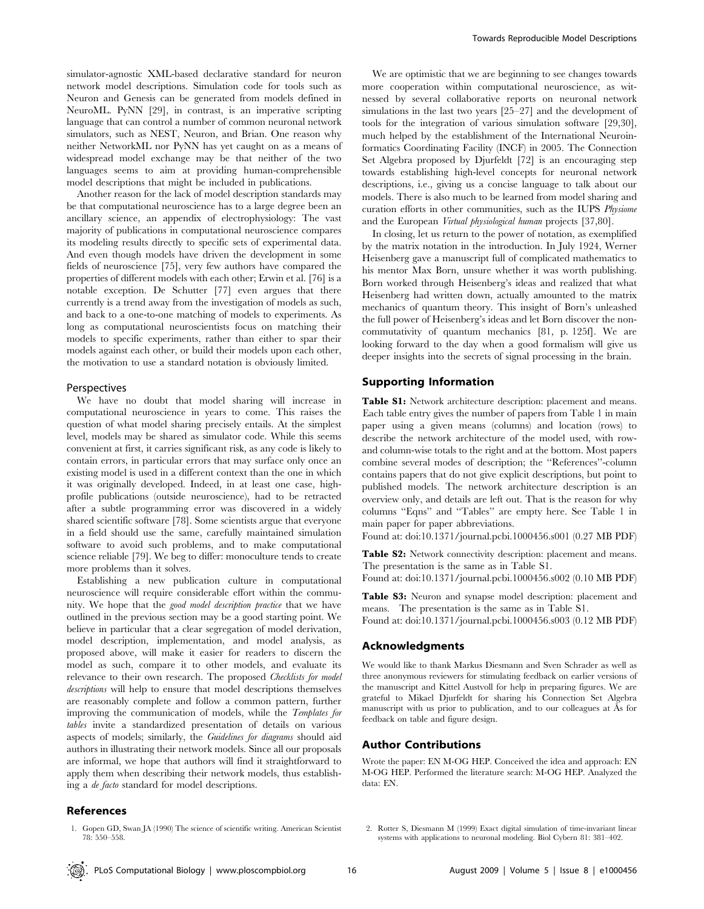simulator-agnostic XML-based declarative standard for neuron network model descriptions. Simulation code for tools such as Neuron and Genesis can be generated from models defined in NeuroML. PyNN [29], in contrast, is an imperative scripting language that can control a number of common neuronal network simulators, such as NEST, Neuron, and Brian. One reason why neither NetworkML nor PyNN has yet caught on as a means of widespread model exchange may be that neither of the two languages seems to aim at providing human-comprehensible model descriptions that might be included in publications.

Another reason for the lack of model description standards may be that computational neuroscience has to a large degree been an ancillary science, an appendix of electrophysiology: The vast majority of publications in computational neuroscience compares its modeling results directly to specific sets of experimental data. And even though models have driven the development in some fields of neuroscience [75], very few authors have compared the properties of different models with each other; Erwin et al. [76] is a notable exception. De Schutter [77] even argues that there currently is a trend away from the investigation of models as such, and back to a one-to-one matching of models to experiments. As long as computational neuroscientists focus on matching their models to specific experiments, rather than either to spar their models against each other, or build their models upon each other, the motivation to use a standard notation is obviously limited.

### Perspectives

We have no doubt that model sharing will increase in computational neuroscience in years to come. This raises the question of what model sharing precisely entails. At the simplest level, models may be shared as simulator code. While this seems convenient at first, it carries significant risk, as any code is likely to contain errors, in particular errors that may surface only once an existing model is used in a different context than the one in which it was originally developed. Indeed, in at least one case, high-profile publications (outside neuroscience), had to be retracted after a subtle programming error was discovered in a widely shared scientific software [78]. Some scientists argue that everyone in a field should use the same, carefully maintained simulation software to avoid such problems, and to make computational science reliable [79]. We beg to differ: monoculture tends to create more problems than it solves.

Establishing a new publication culture in computational neuroscience will require considerable effort within the community. We hope that the *good model description practice* that we have outlined in the previous section may be a good starting point. We believe in particular that a clear segregation of model derivation, model description, implementation, and model analysis, as proposed above, will make it easier for readers to discern the model as such, compare it to other models, and evaluate its relevance to their own research. The proposed *Checklists for model descriptions* will help to ensure that model descriptions themselves are reasonably complete and follow a common pattern, further improving the communication of models, while the *Templates for tables* invite a standardized presentation of details on various aspects of models; similarly, the *Guidelines for diagrams* should aid authors in illustrating their network models. Since all our proposals are informal, we hope that authors will find it straightforward to apply them when describing their network models, thus establishing a *de facto* standard for model descriptions.

We are optimistic that we are beginning to see changes towards more cooperation within computational neuroscience, as witnessed by several collaborative reports on neuronal network simulations in the last two years [25–27] and the development of tools for the integration of various simulation software [29,30], much helped by the establishment of the International Neuroinformatics Coordinating Facility (INCF) in 2005. The Connection Set Algebra proposed by Djurfeldt [72] is an encouraging step towards establishing high-level concepts for neuronal network descriptions, i.e., giving us a concise language to talk about our models. There is also much to be learned from model sharing and curation efforts in other communities, such as the IUPS *Physiome* and the European *Virtual physiological human* projects [37,80].

In closing, let us return to the power of notation, as exemplified by the matrix notation in the introduction. In July 1924, Werner Heisenberg gave a manuscript full of complicated mathematics to his mentor Max Born, unsure whether it was worth publishing. Born worked through Heisenberg's ideas and realized that what Heisenberg had written down, actually amounted to the matrix mechanics of quantum theory. This insight of Born's unleashed the full power of Heisenberg's ideas and let Born discover the non-commutativity of quantum mechanics [81, p. 125f]. We are looking forward to the day when a good formalism will give us deeper insights into the secrets of signal processing in the brain.

## Supporting Information

**Table S1:** Network architecture description: placement and means. Each table entry gives the number of papers from Table 1 in main paper using a given means (columns) and location (rows) to describe the network architecture of the model used, with row- and column-wise totals to the right and at the bottom. Most papers combine several modes of description; the "References"-column contains papers that do not give explicit descriptions, but point to published models. The network architecture description is an overview only, and details are left out. That is the reason for why columns "Eqns" and "Tables" are empty here. See Table 1 in main paper for paper abbreviations.
Found at: doi:10.1371/journal.pcbi.1000456.s001 (0.27 MB PDF)

**Table S2:** Network connectivity description: placement and means. The presentation is the same as in Table S1.
Found at: doi:10.1371/journal.pcbi.1000456.s002 (0.10 MB PDF)

**Table S3:** Neuron and synapse model description: placement and means. The presentation is the same as in Table S1.
Found at: doi:10.1371/journal.pcbi.1000456.s003 (0.12 MB PDF)

## Acknowledgments

We would like to thank Markus Diesmann and Sven Schrader as well as three anonymous reviewers for stimulating feedback on earlier versions of the manuscript and Kittel Austvoll for help in preparing figures. We are grateful to Mikael Djurfeldt for sharing his Connection Set Algebra manuscript with us prior to publication, and to our colleagues at Ås for feedback on table and figure design.

## Author Contributions

Wrote the paper: EN M-OG HEP. Conceived the idea and approach: EN M-OG HEP. Performed the literature search: M-OG HEP. Analyzed the data: EN.

## References

1. Gopen GD, Swan JA (1990) The science of scientific writing. American Scientist 78: 550–558.
2. Rotter S, Diesmann M (1999) Exact digital simulation of time-invariant linear systems with applications to neuronal modeling. Biol Cybern 81: 381–402.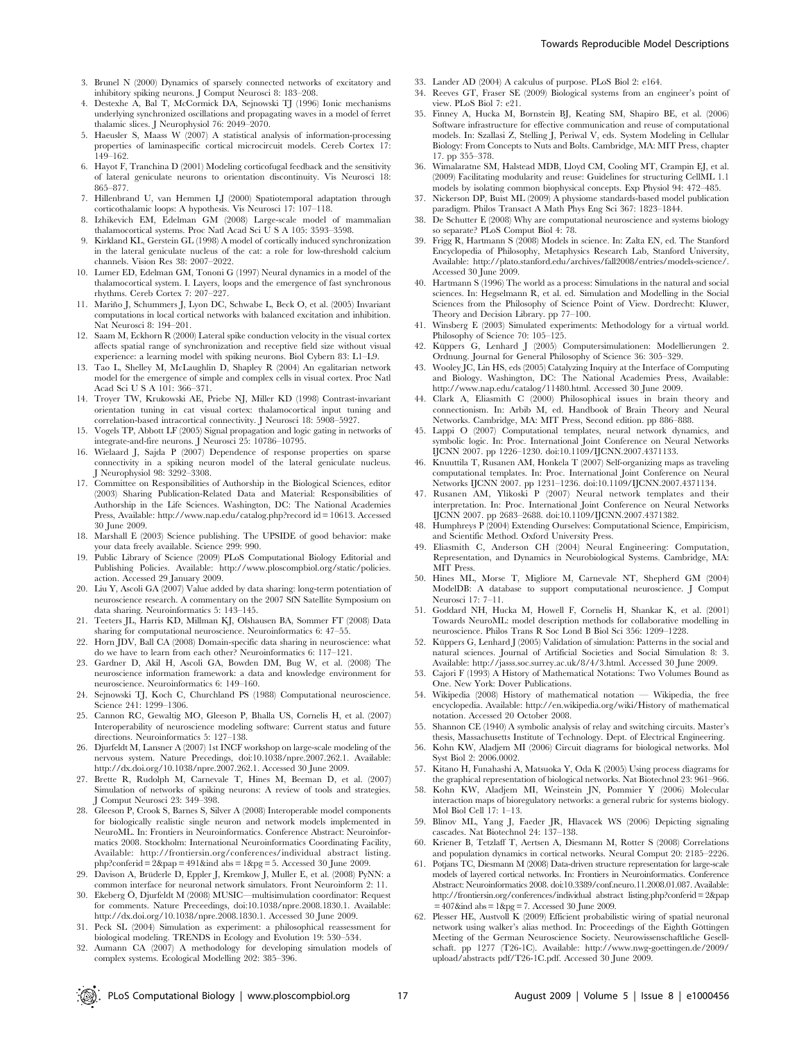3. Brunel N (2000) Dynamics of sparsely connected networks of excitatory and inhibitory spiking neurons. J Comput Neurosci 8: 183–208.
4. Destexhe A, Bal T, McCormick DA, Sejnowski TJ (1996) Ionic mechanisms underlying synchronized oscillations and propagating waves in a model of ferret thalamic slices. J Neurophysiol 76: 2049–2070.
5. Haeusler S, Maass W (2007) A statistical analysis of information-processing properties of laminaspecific cortical microcircuit models. Cereb Cortex 17: 149–162.
6. Hayot F, Tranchina D (2001) Modeling corticofugal feedback and the sensitivity of lateral geniculate neurons to orientation discontinuity. Vis Neurosci 18: 865–877.
7. Hillenbrand U, van Hemmen LJ (2000) Spatiotemporal adaptation through corticothalamic loops: A hypothesis. Vis Neurosci 17: 107–118.
8. Izhikevich EM, Edelman GM (2008) Large-scale model of mammalian thalamocortical systems. Proc Natl Acad Sci U S A 105: 3593–3598.
9. Kirkland KL, Gerstein GL (1998) A model of cortically induced synchronization in the lateral geniculate nucleus of the cat: a role for low-threshold calcium channels. Vision Res 38: 2007–2022.
10. Lumer ED, Edelman GM, Tononi G (1997) Neural dynamics in a model of the thalamocortical system. I. Layers, loops and the emergence of fast synchronous rhythms. Cereb Cortex 7: 207–227.
11. Mariño J, Schummers J, Lyon DC, Schwabe L, Beck O, et al. (2005) Invariant computations in local cortical networks with balanced excitation and inhibition. Nat Neurosci 8: 194–201.
12. Saam M, Eckhorn R (2000) Lateral spike conduction velocity in the visual cortex affects spatial range of synchronization and receptive field size without visual experience: a learning model with spiking neurons. Biol Cybern 83: L1–L9.
13. Tao L, Shelley M, McLaughlin D, Shapley R (2004) An egalitarian network model for the emergence of simple and complex cells in visual cortex. Proc Natl Acad Sci U S A 101: 366–371.
14. Troyer TW, Krukowski AE, Priebe NJ, Miller KD (1998) Contrast-invariant orientation tuning in cat visual cortex: thalamocortical input tuning and correlation-based intracortical connectivity. J Neurosci 18: 5908–5927.
15. Vogels TP, Abbott LF (2005) Signal propagation and logic gating in networks of integrate-and-fire neurons. J Neurosci 25: 10786–10795.
16. Wielaard J, Sajda P (2007) Dependence of response properties on sparse connectivity in a spiking neuron model of the lateral geniculate nucleus. J Neurophysiol 98: 3292–3308.
17. Committee on Responsibilities of Authorship in the Biological Sciences, editor (2003) Sharing Publication-Related Data and Material: Responsibilities of Authorship in the Life Sciences. Washington, DC: The National Academies Press, Available: http://www.nap.edu/catalog.php?record id = 10613. Accessed 30 June 2009.
18. Marshall E (2003) Science publishing. The UPSIDE of good behavior: make your data freely available. Science 299: 990.
19. Public Library of Science (2009) PLoS Computational Biology Editorial and Publishing Policies. Available: http://www.ploscompbiol.org/static/policies.action. Accessed 29 January 2009.
20. Liu Y, Ascoli GA (2007) Value added by data sharing: long-term potentiation of neuroscience research. A commentary on the 2007 SfN Satellite Symposium on data sharing. Neuroinformatics 5: 143–145.
21. Teeters JL, Harris KD, Millman KJ, Olshausen BA, Sommer FT (2008) Data sharing for computational neuroscience. Neuroinformatics 6: 47–55.
22. Horn JDV, Ball CA (2008) Domain-specific data sharing in neuroscience: what do we have to learn from each other? Neuroinformatics 6: 117–121.
23. Gardner D, Akil H, Ascoli GA, Bowden DM, Bug W, et al. (2008) The neuroscience information framework: a data and knowledge environment for neuroscience. Neuroinformatics 6: 149–160.
24. Sejnowski TJ, Koch C, Churchland PS (1988) Computational neuroscience. Science 241: 1299–1306.
25. Cannon RC, Gewaltig MO, Gleeson P, Bhalla US, Cornelis H, et al. (2007) Interoperability of neuroscience modeling software: Current status and future directions. Neuroinformatics 5: 127–138.
26. Djurfeldt M, Lansner A (2007) 1st INCF workshop on large-scale modeling of the nervous system. Nature Preceedings, doi:10.1038/npre.2007.262.1. Available: http://dx.doi.org/10.1038/npre.2007.262.1. Accessed 30 June 2009.
27. Brette R, Rudolph M, Carnevale T, Hines M, Beeman D, et al. (2007) Simulation of networks of spiking neurons: A review of tools and strategies. J Comput Neurosci 23: 349–398.
28. Gleeson P, Crook S, Barnes S, Silver A (2008) Interoperable model components for biologically realistic single neuron and network models implemented in NeuroML. In: Frontiers in Neuroinformatics. Conference Abstract: Neuroinformatics 2008. Stockholm: International Neuroinformatics Coordinating Facility, Available: http://frontiersin.org/conferences/individual abstract listing.php?conferid = 2&pap = 491&ind abs = 1&pg = 5. Accessed 30 June 2009.
29. Davison A, Brüderle D, Eppler J, Kremkow J, Muller E, et al. (2008) PyNN: a common interface for neuronal network simulators. Front Neuroinform 2: 11.
30. Ekeberg Ö, Djurfeldt M (2008) MUSIC—multisimulation coordinator: Request for comments. Nature Preceedings, doi:10.1038/npre.2008.1830.1. Available: http://dx.doi.org/10.1038/npre.2008.1830.1. Accessed 30 June 2009.
31. Peck SL (2004) Simulation as experiment: a philosophical reassessment for biological modeling. TRENDS in Ecology and Evolution 19: 530–534.
32. Aumann CA (2007) A methodology for developing simulation models of complex systems. Ecological Modelling 202: 385–396.
33. Lander AD (2004) A calculus of purpose. PLoS Biol 2: e164.
34. Reeves GT, Fraser SE (2009) Biological systems from an engineer's point of view. PLoS Biol 7: e21.
35. Finney A, Hucka M, Bornstein BJ, Keating SM, Shapiro BE, et al. (2006) Software infrastructure for effective communication and reuse of computational models. In: Szallasi Z, Stelling J, Periwal V, eds. System Modeling in Cellular Biology: From Concepts to Nuts and Bolts. Cambridge, MA: MIT Press, chapter 17. pp 355–378.
36. Wimalaratne SM, Halstead MDB, Lloyd CM, Cooling MT, Crampin EJ, et al. (2009) Facilitating modularity and reuse: Guidelines for structuring CellML 1.1 models by isolating common biophysical concepts. Exp Physiol 94: 472–485.
37. Nickerson DP, Buist ML (2009) A physiome standards-based model publication paradigm. Philos Transact A Math Phys Eng Sci 367: 1823–1844.
38. De Schutter E (2008) Why are computational neuroscience and systems biology so separate? PLoS Comput Biol 4: 78.
39. Frigg R, Hartmann S (2008) Models in science. In: Zalta EN, ed. The Stanford Encyclopedia of Philosophy, Metaphysics Research Lab, Stanford University, Available: http://plato.stanford.edu/archives/fall2008/entries/models-science/. Accessed 30 June 2009.
40. Hartmann S (1996) The world as a process: Simulations in the natural and social sciences. In: Hegselmann R, et al. ed. Simulation and Modelling in the Social Sciences from the Philosophy of Science Point of View. Dordrecht: Kluwer, Theory and Decision Library. pp 77–100.
41. Winsberg E (2003) Simulated experiments: Methodology for a virtual world. Philosophy of Science 70: 105–125.
42. Küppers G, Lenhard J (2005) Computersimulationen: Modellierungen 2. Ordnung. Journal for General Philosophy of Science 36: 305–329.
43. Wooley JC, Lin HS, eds (2005) Catalyzing Inquiry at the Interface of Computing and Biology. Washington, DC: The National Academies Press, Available: http://www.nap.edu/catalog/11480.html. Accessed 30 June 2009.
44. Clark A, Eliasmith C (2000) Philosophical issues in brain theory and connectionism. In: Arbib M, ed. Handbook of Brain Theory and Neural Networks. Cambridge, MA: MIT Press, Second edition. pp 886–888.
45. Lappi O (2007) Computational templates, neural network dynamics, and symbolic logic. In: Proc. International Joint Conference on Neural Networks IJCNN 2007. pp 1226–1230. doi:10.1109/IJCNN.2007.4371133.
46. Knuuttila T, Rusanen AM, Honkela T (2007) Self-organizing maps as traveling computational templates. In: Proc. International Joint Conference on Neural Networks IJCNN 2007. pp 1231–1236. doi:10.1109/IJCNN.2007.4371134.
47. Rusanen AM, Ylikoski P (2007) Neural network templates and their interpretation. In: Proc. International Joint Conference on Neural Networks IJCNN 2007. pp 2683–2688. doi:10.1109/IJCNN.2007.4371382.
48. Humphreys P (2004) Extending Ourselves: Computational Science, Empiricism, and Scientific Method. Oxford University Press.
49. Eliasmith C, Anderson CH (2004) Neural Engineering: Computation, Representation, and Dynamics in Neurobiological Systems. Cambridge, MA: MIT Press.
50. Hines ML, Morse T, Migliore M, Carnevale NT, Shepherd GM (2004) ModelDB: A database to support computational neuroscience. J Comput Neurosci 17: 7–11.
51. Goddard NH, Hucka M, Howell F, Cornelis H, Shankar K, et al. (2001) Towards NeuroML: model description methods for collaborative modelling in neuroscience. Philos Trans R Soc Lond B Biol Sci 356: 1209–1228.
52. Küppers G, Lenhard J (2005) Validation of simulation: Patterns in the social and natural sciences. Journal of Artificial Societies and Social Simulation 8: 3. Available: http://jasss.soc.surrey.ac.uk/8/4/3.html. Accessed 30 June 2009.
53. Cajori F (1993) A History of Mathematical Notations: Two Volumes Bound as One. New York: Dover Publications.
54. Wikipedia (2008) History of mathematical notation — Wikipedia, the free encyclopedia. Available: http://en.wikipedia.org/wiki/History of mathematical notation. Accessed 20 October 2008.
55. Shannon CE (1940) A symbolic analysis of relay and switching circuits. Master's thesis, Massachusetts Institute of Technology. Dept. of Electrical Engineering.
56. Kohn KW, Aladjem MI (2006) Circuit diagrams for biological networks. Mol Syst Biol 2: 2006.0002.
57. Kitano H, Funahashi A, Matsuoka Y, Oda K (2005) Using process diagrams for the graphical representation of biological networks. Nat Biotechnol 23: 961–966.
58. Kohn KW, Aladjem MI, Weinstein JN, Pommier Y (2006) Molecular interaction maps of bioregulatory networks: a general rubric for systems biology. Mol Biol Cell 17: 1–13.
59. Blinov ML, Yang J, Faeder JR, Hlavacek WS (2006) Depicting signaling cascades. Nat Biotechnol 24: 137–138.
60. Kriener B, Tetzlaff T, Aertsen A, Diesmann M, Rotter S (2008) Correlations and population dynamics in cortical networks. Neural Comput 20: 2185–2226.
61. Potjans TC, Diesmann M (2008) Data-driven structure representation for large-scale models of layered cortical networks. In: Frontiers in Neuroinformatics. Conference Abstract: Neuroinformatics 2008. doi:10.3389/conf.neuro.11.2008.01.087. Available: http://frontiersin.org/conferences/individual abstract listing.php?conferid = 2&pap = 407&ind abs = 1&pg = 7. Accessed 30 June 2009.
62. Plesser HE, Austvoll K (2009) Efficient probabilistic wiring of spatial neuronal network using walker's alias method. In: Proceedings of the Eighth Göttingen Meeting of the German Neuroscience Society. Neurowissenschaftliche Gesellschaft. pp 1277 (T26-1C). Available: http://www.nwg-goettingen.de/2009/upload/abstracts pdf/T26-1C.pdf. Accessed 30 June 2009.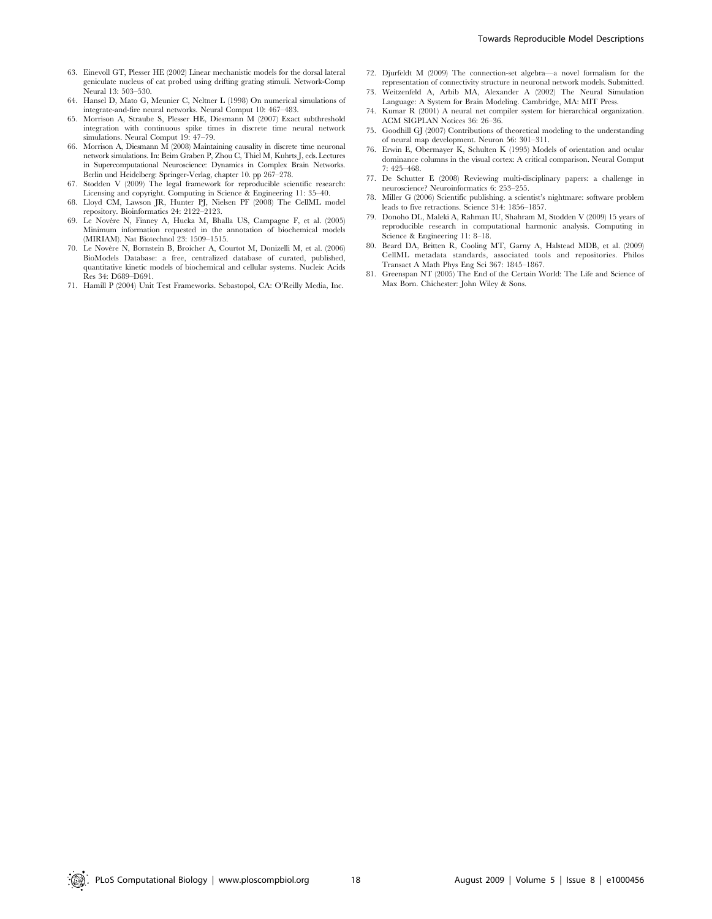63. Einevoll GT, Plesser HE (2002) Linear mechanistic models for the dorsal lateral geniculate nucleus of cat probed using drifting grating stimuli. Network-Comp Neural 13: 503–530.
64. Hansel D, Mato G, Meunier C, Neltner L (1998) On numerical simulations of integrate-and-fire neural networks. Neural Comput 10: 467–483.
65. Morrison A, Straube S, Plesser HE, Diesmann M (2007) Exact subthreshold integration with continuous spike times in discrete time neural network simulations. Neural Comput 19: 47–79.
66. Morrison A, Diesmann M (2008) Maintaining causality in discrete time neuronal network simulations. In: Beim Graben P, Zhou C, Thiel M, Kuhrts J, eds. Lectures in Supercomputational Neuroscience: Dynamics in Complex Brain Networks. Berlin und Heidelberg: Springer-Verlag, chapter 10. pp 267–278.
67. Stodden V (2009) The legal framework for reproducible scientific research: Licensing and copyright. Computing in Science & Engineering 11: 35–40.
68. Lloyd CM, Lawson JR, Hunter PJ, Nielsen PF (2008) The CellML model repository. Bioinformatics 24: 2122–2123.
69. Le Novère N, Finney A, Hucka M, Bhalla US, Campagne F, et al. (2005) Minimum information requested in the annotation of biochemical models (MIRIAM). Nat Biotechnol 23: 1509–1515.
70. Le Novère N, Bornstein B, Broicher A, Courtot M, Donizelli M, et al. (2006) BioModels Database: a free, centralized database of curated, published, quantitative kinetic models of biochemical and cellular systems. Nucleic Acids Res 34: D689–D691.
71. Hamill P (2004) Unit Test Frameworks. Sebastopol, CA: O'Reilly Media, Inc.
72. Djurfeldt M (2009) The connection-set algebra—a novel formalism for the representation of connectivity structure in neuronal network models. Submitted.
73. Weitzenfeld A, Arbib MA, Alexander A (2002) The Neural Simulation Language: A System for Brain Modeling. Cambridge, MA: MIT Press.
74. Kumar R (2001) A neural net compiler system for hierarchical organization. ACM SIGPLAN Notices 36: 26–36.
75. Goodhill GJ (2007) Contributions of theoretical modeling to the understanding of neural map development. Neuron 56: 301–311.
76. Erwin E, Obermayer K, Schulten K (1995) Models of orientation and ocular dominance columns in the visual cortex: A critical comparison. Neural Comput 7: 425–468.
77. De Schutter E (2008) Reviewing multi-disciplinary papers: a challenge in neuroscience? Neuroinformatics 6: 253–255.
78. Miller G (2006) Scientific publishing. a scientist's nightmare: software problem leads to five retractions. Science 314: 1856–1857.
79. Donoho DL, Maleki A, Rahman IU, Shahram M, Stodden V (2009) 15 years of reproducible research in computational harmonic analysis. Computing in Science & Engineering 11: 8–18.
80. Beard DA, Britten R, Cooling MT, Garny A, Halstead MDB, et al. (2009) CellML metadata standards, associated tools and repositories. Philos Transact A Math Phys Eng Sci 367: 1845–1867.
81. Greenspan NT (2005) The End of the Certain World: The Life and Science of Max Born. Chichester: John Wiley & Sons.